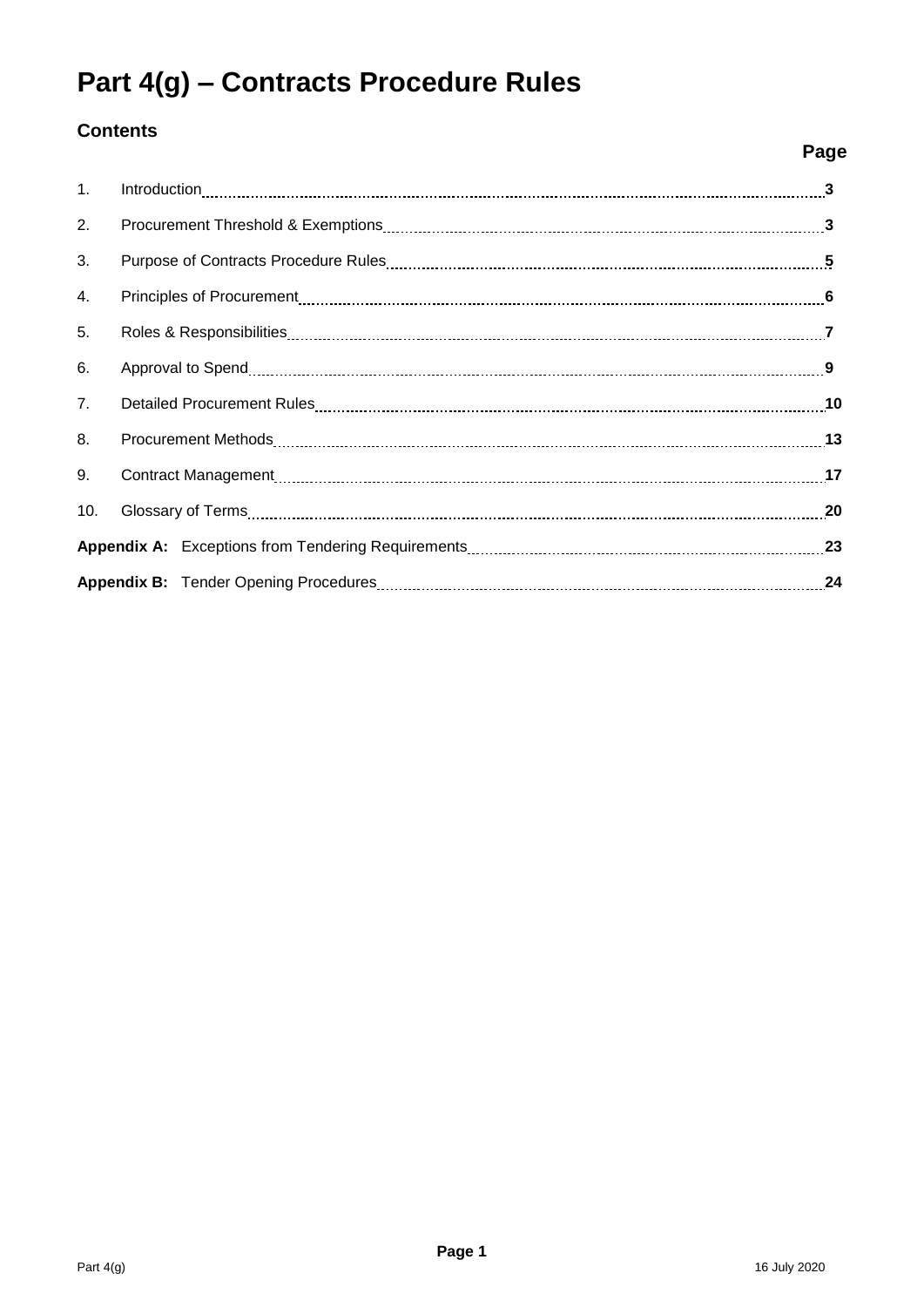# Part 4(g) – Contracts Procedure Rules

## Contents

| | | Page |
|---|---|---|
| 1. | Introduction | 3 |
| 2. | Procurement Threshold & Exemptions | 3 |
| 3. | Purpose of Contracts Procedure Rules | 5 |
| 4. | Principles of Procurement | 6 |
| 5. | Roles & Responsibilities | 7 |
| 6. | Approval to Spend | 9 |
| 7. | Detailed Procurement Rules | 10 |
| 8. | Procurement Methods | 13 |
| 9. | Contract Management | 17 |
| 10. | Glossary of Terms | 20 |
| **Appendix A:** | Exceptions from Tendering Requirements | 23 |
| **Appendix B:** | Tender Opening Procedures | 24 |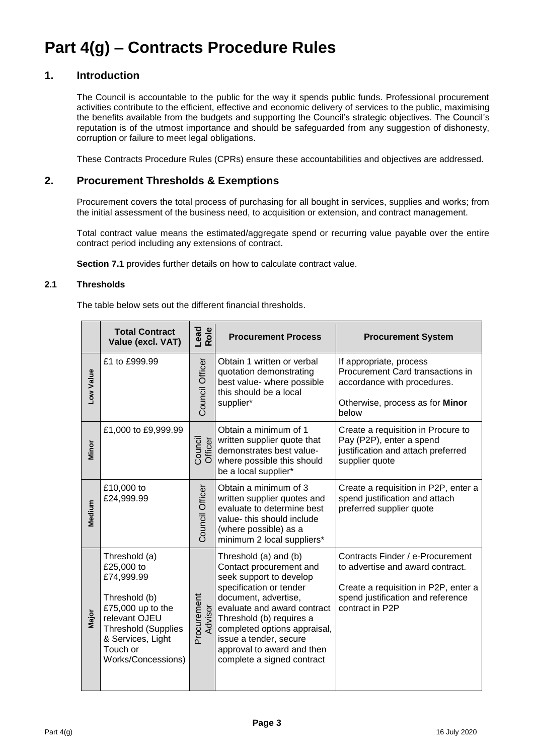# Part 4(g) – Contracts Procedure Rules

## 1. Introduction

The Council is accountable to the public for the way it spends public funds. Professional procurement activities contribute to the efficient, effective and economic delivery of services to the public, maximising the benefits available from the budgets and supporting the Council's strategic objectives. The Council's reputation is of the utmost importance and should be safeguarded from any suggestion of dishonesty, corruption or failure to meet legal obligations.

These Contracts Procedure Rules (CPRs) ensure these accountabilities and objectives are addressed.

## 2. Procurement Thresholds & Exemptions

Procurement covers the total process of purchasing for all bought in services, supplies and works; from the initial assessment of the business need, to acquisition or extension, and contract management.

Total contract value means the estimated/aggregate spend or recurring value payable over the entire contract period including any extensions of contract.

**Section 7.1** provides further details on how to calculate contract value.

### 2.1 Thresholds

The table below sets out the different financial thresholds.

| | Total Contract Value (excl. VAT) | Lead Role | Procurement Process | Procurement System |
|---|---|---|---|---|
| Low Value | £1 to £999.99 | Council Officer | Obtain 1 written or verbal quotation demonstrating best value- where possible this should be a local supplier* | If appropriate, process Procurement Card transactions in accordance with procedures.<br><br>Otherwise, process as for **Minor** below |
| Minor | £1,000 to £9,999.99 | Council Officer | Obtain a minimum of 1 written supplier quote that demonstrates best value- where possible this should be a local supplier* | Create a requisition in Procure to Pay (P2P), enter a spend justification and attach preferred supplier quote |
| Medium | £10,000 to £24,999.99 | Council Officer | Obtain a minimum of 3 written supplier quotes and evaluate to determine best value- this should include (where possible) as a minimum 2 local suppliers* | Create a requisition in P2P, enter a spend justification and attach preferred supplier quote |
| Major | Threshold (a) £25,000 to £74,999.99<br><br>Threshold (b) £75,000 up to the relevant OJEU Threshold (Supplies & Services, Light Touch or Works/Concessions) | Procurement Advisor | Threshold (a) and (b) Contact procurement and seek support to develop specification or tender document, advertise, evaluate and award contract Threshold (b) requires a completed options appraisal, issue a tender, secure approval to award and then complete a signed contract | Contracts Finder / e-Procurement to advertise and award contract.<br><br>Create a requisition in P2P, enter a spend justification and reference contract in P2P |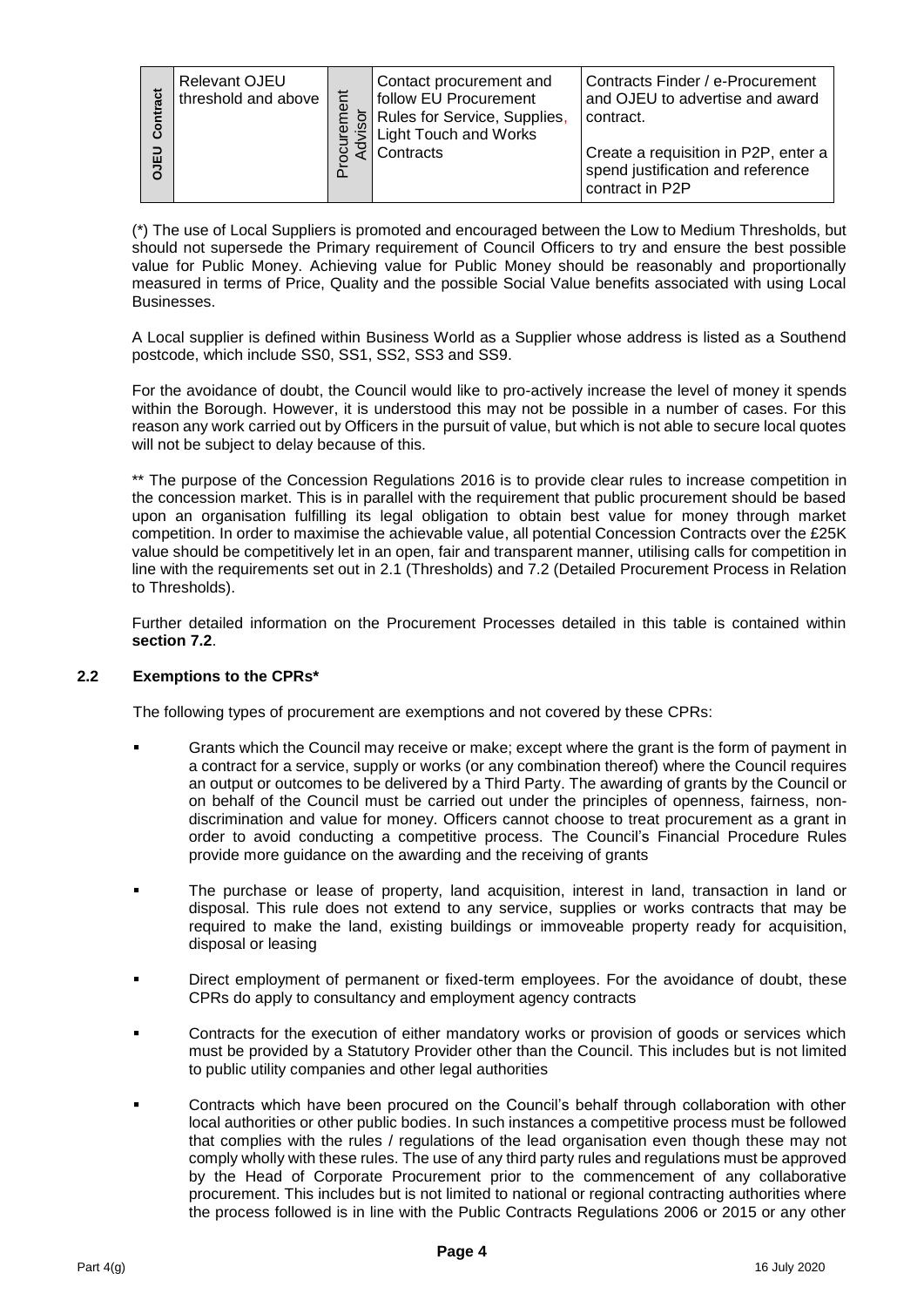| OJEU Contract | Relevant OJEU threshold and above | Procurement Advisor | Contact procurement and follow EU Procurement Rules for Service, Supplies, Light Touch and Works Contracts | Contracts Finder / e-Procurement and OJEU to advertise and award contract.<br><br>Create a requisition in P2P, enter a spend justification and reference contract in P2P |
|---|---|---|---|---|

(*) The use of Local Suppliers is promoted and encouraged between the Low to Medium Thresholds, but should not supersede the Primary requirement of Council Officers to try and ensure the best possible value for Public Money. Achieving value for Public Money should be reasonably and proportionally measured in terms of Price, Quality and the possible Social Value benefits associated with using Local Businesses.

A Local supplier is defined within Business World as a Supplier whose address is listed as a Southend postcode, which include SS0, SS1, SS2, SS3 and SS9.

For the avoidance of doubt, the Council would like to pro-actively increase the level of money it spends within the Borough. However, it is understood this may not be possible in a number of cases. For this reason any work carried out by Officers in the pursuit of value, but which is not able to secure local quotes will not be subject to delay because of this.

** The purpose of the Concession Regulations 2016 is to provide clear rules to increase competition in the concession market. This is in parallel with the requirement that public procurement should be based upon an organisation fulfilling its legal obligation to obtain best value for money through market competition. In order to maximise the achievable value, all potential Concession Contracts over the £25K value should be competitively let in an open, fair and transparent manner, utilising calls for competition in line with the requirements set out in 2.1 (Thresholds) and 7.2 (Detailed Procurement Process in Relation to Thresholds).

Further detailed information on the Procurement Processes detailed in this table is contained within **section 7.2**.

### 2.2 Exemptions to the CPRs*

The following types of procurement are exemptions and not covered by these CPRs:

- Grants which the Council may receive or make; except where the grant is the form of payment in a contract for a service, supply or works (or any combination thereof) where the Council requires an output or outcomes to be delivered by a Third Party. The awarding of grants by the Council or on behalf of the Council must be carried out under the principles of openness, fairness, non-discrimination and value for money. Officers cannot choose to treat procurement as a grant in order to avoid conducting a competitive process. The Council's Financial Procedure Rules provide more guidance on the awarding and the receiving of grants
- The purchase or lease of property, land acquisition, interest in land, transaction in land or disposal. This rule does not extend to any service, supplies or works contracts that may be required to make the land, existing buildings or immoveable property ready for acquisition, disposal or leasing
- Direct employment of permanent or fixed-term employees. For the avoidance of doubt, these CPRs do apply to consultancy and employment agency contracts
- Contracts for the execution of either mandatory works or provision of goods or services which must be provided by a Statutory Provider other than the Council. This includes but is not limited to public utility companies and other legal authorities
- Contracts which have been procured on the Council's behalf through collaboration with other local authorities or other public bodies. In such instances a competitive process must be followed that complies with the rules / regulations of the lead organisation even though these may not comply wholly with these rules. The use of any third party rules and regulations must be approved by the Head of Corporate Procurement prior to the commencement of any collaborative procurement. This includes but is not limited to national or regional contracting authorities where the process followed is in line with the Public Contracts Regulations 2006 or 2015 or any other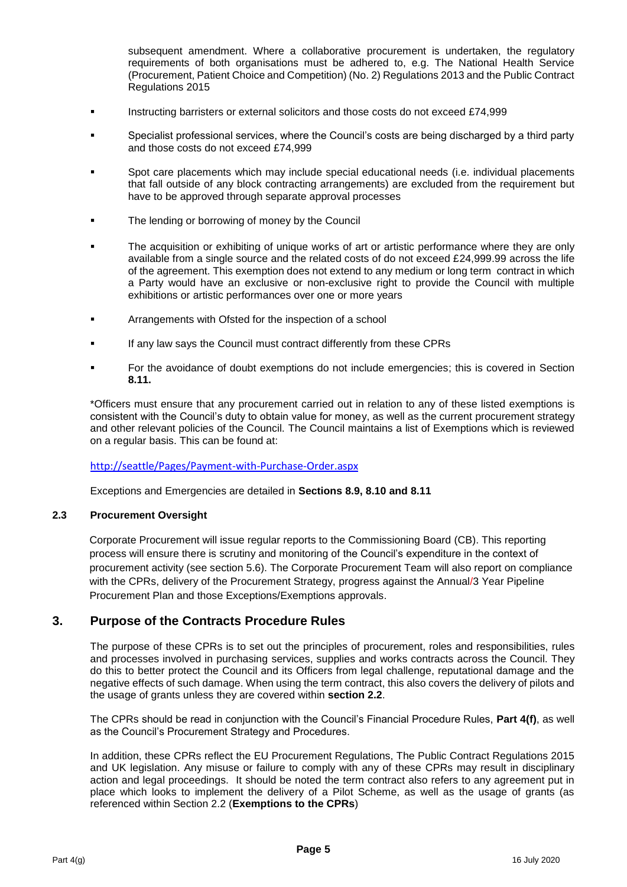subsequent amendment. Where a collaborative procurement is undertaken, the regulatory requirements of both organisations must be adhered to, e.g. The National Health Service (Procurement, Patient Choice and Competition) (No. 2) Regulations 2013 and the Public Contract Regulations 2015

- Instructing barristers or external solicitors and those costs do not exceed £74,999
- Specialist professional services, where the Council's costs are being discharged by a third party and those costs do not exceed £74,999
- Spot care placements which may include special educational needs (i.e. individual placements that fall outside of any block contracting arrangements) are excluded from the requirement but have to be approved through separate approval processes
- The lending or borrowing of money by the Council
- The acquisition or exhibiting of unique works of art or artistic performance where they are only available from a single source and the related costs of do not exceed £24,999.99 across the life of the agreement. This exemption does not extend to any medium or long term contract in which a Party would have an exclusive or non-exclusive right to provide the Council with multiple exhibitions or artistic performances over one or more years
- Arrangements with Ofsted for the inspection of a school
- If any law says the Council must contract differently from these CPRs
- For the avoidance of doubt exemptions do not include emergencies; this is covered in Section **8.11.**

*Officers must ensure that any procurement carried out in relation to any of these listed exemptions is consistent with the Council's duty to obtain value for money, as well as the current procurement strategy and other relevant policies of the Council. The Council maintains a list of Exemptions which is reviewed on a regular basis. This can be found at:

http://seattle/Pages/Payment-with-Purchase-Order.aspx

Exceptions and Emergencies are detailed in **Sections 8.9, 8.10 and 8.11**

### 2.3 Procurement Oversight

Corporate Procurement will issue regular reports to the Commissioning Board (CB). This reporting process will ensure there is scrutiny and monitoring of the Council's expenditure in the context of procurement activity (see section 5.6). The Corporate Procurement Team will also report on compliance with the CPRs, delivery of the Procurement Strategy, progress against the Annual/3 Year Pipeline Procurement Plan and those Exceptions/Exemptions approvals.

## 3. Purpose of the Contracts Procedure Rules

The purpose of these CPRs is to set out the principles of procurement, roles and responsibilities, rules and processes involved in purchasing services, supplies and works contracts across the Council. They do this to better protect the Council and its Officers from legal challenge, reputational damage and the negative effects of such damage. When using the term contract, this also covers the delivery of pilots and the usage of grants unless they are covered within **section 2.2**.

The CPRs should be read in conjunction with the Council's Financial Procedure Rules, **Part 4(f)**, as well as the Council's Procurement Strategy and Procedures.

In addition, these CPRs reflect the EU Procurement Regulations, The Public Contract Regulations 2015 and UK legislation. Any misuse or failure to comply with any of these CPRs may result in disciplinary action and legal proceedings. It should be noted the term contract also refers to any agreement put in place which looks to implement the delivery of a Pilot Scheme, as well as the usage of grants (as referenced within Section 2.2 (**Exemptions to the CPRs**)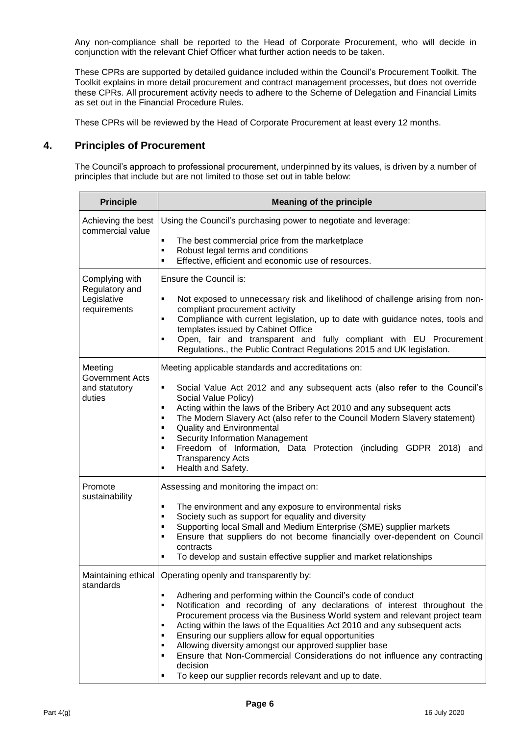Any non-compliance shall be reported to the Head of Corporate Procurement, who will decide in conjunction with the relevant Chief Officer what further action needs to be taken.

These CPRs are supported by detailed guidance included within the Council's Procurement Toolkit. The Toolkit explains in more detail procurement and contract management processes, but does not override these CPRs. All procurement activity needs to adhere to the Scheme of Delegation and Financial Limits as set out in the Financial Procedure Rules.

These CPRs will be reviewed by the Head of Corporate Procurement at least every 12 months.

## 4. Principles of Procurement

The Council's approach to professional procurement, underpinned by its values, is driven by a number of principles that include but are not limited to those set out in table below:

| Principle | Meaning of the principle |
|---|---|
| Achieving the best commercial value | Using the Council's purchasing power to negotiate and leverage:<br>▪ The best commercial price from the marketplace<br>▪ Robust legal terms and conditions<br>▪ Effective, efficient and economic use of resources. |
| Complying with Regulatory and Legislative requirements | Ensure the Council is:<br>▪ Not exposed to unnecessary risk and likelihood of challenge arising from non-compliant procurement activity<br>▪ Compliance with current legislation, up to date with guidance notes, tools and templates issued by Cabinet Office<br>▪ Open, fair and transparent and fully compliant with EU Procurement Regulations., the Public Contract Regulations 2015 and UK legislation. |
| Meeting Government Acts and statutory duties | Meeting applicable standards and accreditations on:<br>▪ Social Value Act 2012 and any subsequent acts (also refer to the Council's Social Value Policy)<br>▪ Acting within the laws of the Bribery Act 2010 and any subsequent acts<br>▪ The Modern Slavery Act (also refer to the Council Modern Slavery statement)<br>▪ Quality and Environmental<br>▪ Security Information Management<br>▪ Freedom of Information, Data Protection (including GDPR 2018) and Transparency Acts<br>▪ Health and Safety. |
| Promote sustainability | Assessing and monitoring the impact on:<br>▪ The environment and any exposure to environmental risks<br>▪ Society such as support for equality and diversity<br>▪ Supporting local Small and Medium Enterprise (SME) supplier markets<br>▪ Ensure that suppliers do not become financially over-dependent on Council contracts<br>▪ To develop and sustain effective supplier and market relationships |
| Maintaining ethical standards | Operating openly and transparently by:<br>▪ Adhering and performing within the Council's code of conduct<br>▪ Notification and recording of any declarations of interest throughout the Procurement process via the Business World system and relevant project team<br>▪ Acting within the laws of the Equalities Act 2010 and any subsequent acts<br>▪ Ensuring our suppliers allow for equal opportunities<br>▪ Allowing diversity amongst our approved supplier base<br>▪ Ensure that Non-Commercial Considerations do not influence any contracting decision<br>▪ To keep our supplier records relevant and up to date. |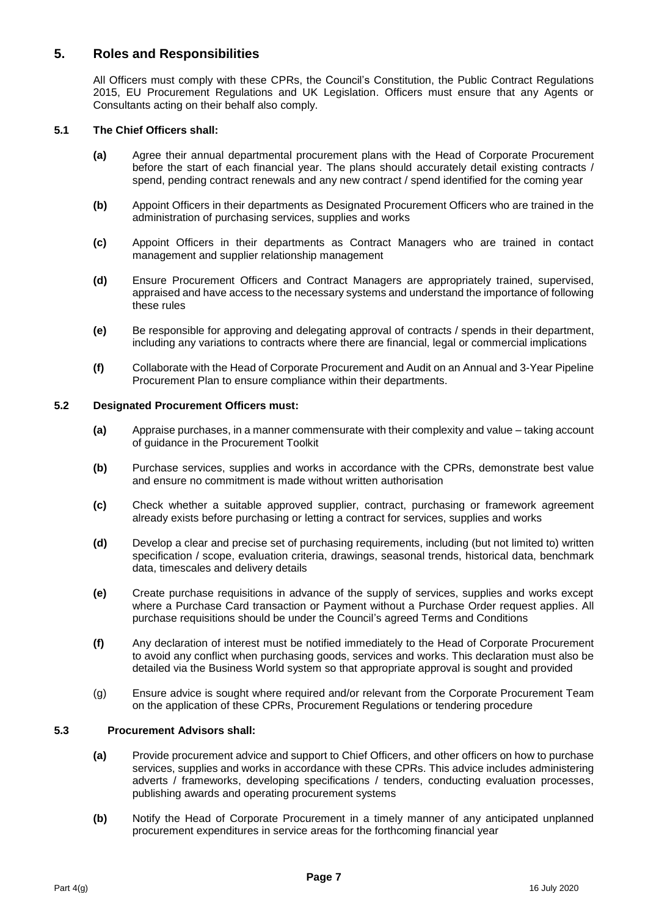## 5. Roles and Responsibilities

All Officers must comply with these CPRs, the Council's Constitution, the Public Contract Regulations 2015, EU Procurement Regulations and UK Legislation. Officers must ensure that any Agents or Consultants acting on their behalf also comply.

### 5.1 The Chief Officers shall:

**(a)** Agree their annual departmental procurement plans with the Head of Corporate Procurement before the start of each financial year. The plans should accurately detail existing contracts / spend, pending contract renewals and any new contract / spend identified for the coming year

**(b)** Appoint Officers in their departments as Designated Procurement Officers who are trained in the administration of purchasing services, supplies and works

**(c)** Appoint Officers in their departments as Contract Managers who are trained in contact management and supplier relationship management

**(d)** Ensure Procurement Officers and Contract Managers are appropriately trained, supervised, appraised and have access to the necessary systems and understand the importance of following these rules

**(e)** Be responsible for approving and delegating approval of contracts / spends in their department, including any variations to contracts where there are financial, legal or commercial implications

**(f)** Collaborate with the Head of Corporate Procurement and Audit on an Annual and 3-Year Pipeline Procurement Plan to ensure compliance within their departments.

### 5.2 Designated Procurement Officers must:

**(a)** Appraise purchases, in a manner commensurate with their complexity and value – taking account of guidance in the Procurement Toolkit

**(b)** Purchase services, supplies and works in accordance with the CPRs, demonstrate best value and ensure no commitment is made without written authorisation

**(c)** Check whether a suitable approved supplier, contract, purchasing or framework agreement already exists before purchasing or letting a contract for services, supplies and works

**(d)** Develop a clear and precise set of purchasing requirements, including (but not limited to) written specification / scope, evaluation criteria, drawings, seasonal trends, historical data, benchmark data, timescales and delivery details

**(e)** Create purchase requisitions in advance of the supply of services, supplies and works except where a Purchase Card transaction or Payment without a Purchase Order request applies. All purchase requisitions should be under the Council's agreed Terms and Conditions

**(f)** Any declaration of interest must be notified immediately to the Head of Corporate Procurement to avoid any conflict when purchasing goods, services and works. This declaration must also be detailed via the Business World system so that appropriate approval is sought and provided

(g) Ensure advice is sought where required and/or relevant from the Corporate Procurement Team on the application of these CPRs, Procurement Regulations or tendering procedure

### 5.3 Procurement Advisors shall:

**(a)** Provide procurement advice and support to Chief Officers, and other officers on how to purchase services, supplies and works in accordance with these CPRs. This advice includes administering adverts / frameworks, developing specifications / tenders, conducting evaluation processes, publishing awards and operating procurement systems

**(b)** Notify the Head of Corporate Procurement in a timely manner of any anticipated unplanned procurement expenditures in service areas for the forthcoming financial year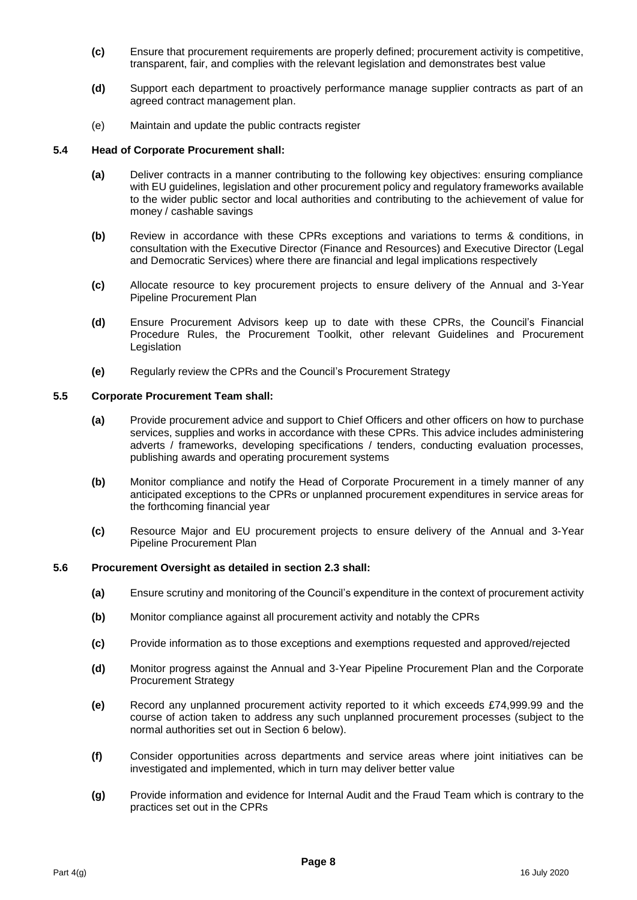**(c)** Ensure that procurement requirements are properly defined; procurement activity is competitive, transparent, fair, and complies with the relevant legislation and demonstrates best value

**(d)** Support each department to proactively performance manage supplier contracts as part of an agreed contract management plan.

(e) Maintain and update the public contracts register

**5.4 Head of Corporate Procurement shall:**

**(a)** Deliver contracts in a manner contributing to the following key objectives: ensuring compliance with EU guidelines, legislation and other procurement policy and regulatory frameworks available to the wider public sector and local authorities and contributing to the achievement of value for money / cashable savings

**(b)** Review in accordance with these CPRs exceptions and variations to terms & conditions, in consultation with the Executive Director (Finance and Resources) and Executive Director (Legal and Democratic Services) where there are financial and legal implications respectively

**(c)** Allocate resource to key procurement projects to ensure delivery of the Annual and 3-Year Pipeline Procurement Plan

**(d)** Ensure Procurement Advisors keep up to date with these CPRs, the Council's Financial Procedure Rules, the Procurement Toolkit, other relevant Guidelines and Procurement Legislation

**(e)** Regularly review the CPRs and the Council's Procurement Strategy

**5.5 Corporate Procurement Team shall:**

**(a)** Provide procurement advice and support to Chief Officers and other officers on how to purchase services, supplies and works in accordance with these CPRs. This advice includes administering adverts / frameworks, developing specifications / tenders, conducting evaluation processes, publishing awards and operating procurement systems

**(b)** Monitor compliance and notify the Head of Corporate Procurement in a timely manner of any anticipated exceptions to the CPRs or unplanned procurement expenditures in service areas for the forthcoming financial year

**(c)** Resource Major and EU procurement projects to ensure delivery of the Annual and 3-Year Pipeline Procurement Plan

**5.6 Procurement Oversight as detailed in section 2.3 shall:**

**(a)** Ensure scrutiny and monitoring of the Council's expenditure in the context of procurement activity

**(b)** Monitor compliance against all procurement activity and notably the CPRs

**(c)** Provide information as to those exceptions and exemptions requested and approved/rejected

**(d)** Monitor progress against the Annual and 3-Year Pipeline Procurement Plan and the Corporate Procurement Strategy

**(e)** Record any unplanned procurement activity reported to it which exceeds £74,999.99 and the course of action taken to address any such unplanned procurement processes (subject to the normal authorities set out in Section 6 below).

**(f)** Consider opportunities across departments and service areas where joint initiatives can be investigated and implemented, which in turn may deliver better value

**(g)** Provide information and evidence for Internal Audit and the Fraud Team which is contrary to the practices set out in the CPRs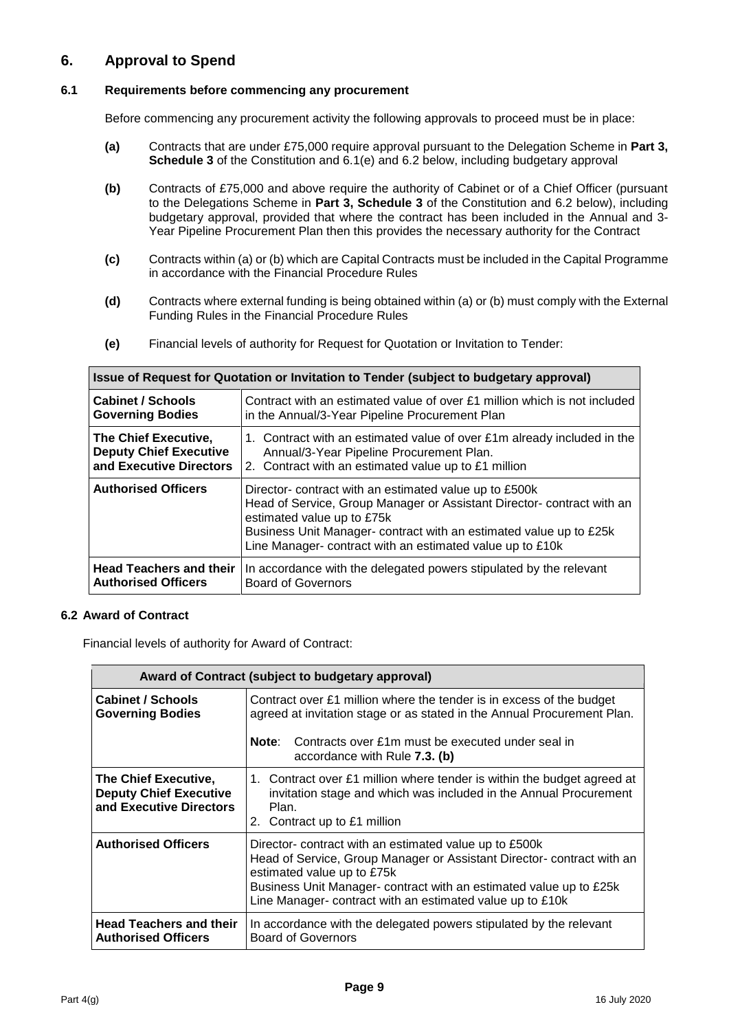## 6. Approval to Spend

### 6.1 Requirements before commencing any procurement

Before commencing any procurement activity the following approvals to proceed must be in place:

**(a)** Contracts that are under £75,000 require approval pursuant to the Delegation Scheme in **Part 3, Schedule 3** of the Constitution and 6.1(e) and 6.2 below, including budgetary approval

**(b)** Contracts of £75,000 and above require the authority of Cabinet or of a Chief Officer (pursuant to the Delegations Scheme in **Part 3, Schedule 3** of the Constitution and 6.2 below), including budgetary approval, provided that where the contract has been included in the Annual and 3-Year Pipeline Procurement Plan then this provides the necessary authority for the Contract

**(c)** Contracts within (a) or (b) which are Capital Contracts must be included in the Capital Programme in accordance with the Financial Procedure Rules

**(d)** Contracts where external funding is being obtained within (a) or (b) must comply with the External Funding Rules in the Financial Procedure Rules

**(e)** Financial levels of authority for Request for Quotation or Invitation to Tender:

| **Issue of Request for Quotation or Invitation to Tender (subject to budgetary approval)** | |
|---|---|
| **Cabinet / Schools Governing Bodies** | Contract with an estimated value of over £1 million which is not included in the Annual/3-Year Pipeline Procurement Plan |
| **The Chief Executive, Deputy Chief Executive and Executive Directors** | 1. Contract with an estimated value of over £1m already included in the Annual/3-Year Pipeline Procurement Plan.<br>2. Contract with an estimated value up to £1 million |
| **Authorised Officers** | Director- contract with an estimated value up to £500k<br>Head of Service, Group Manager or Assistant Director- contract with an estimated value up to £75k<br>Business Unit Manager- contract with an estimated value up to £25k<br>Line Manager- contract with an estimated value up to £10k |
| **Head Teachers and their Authorised Officers** | In accordance with the delegated powers stipulated by the relevant Board of Governors |

### 6.2 Award of Contract

Financial levels of authority for Award of Contract:

| **Award of Contract (subject to budgetary approval)** | |
|---|---|
| **Cabinet / Schools Governing Bodies** | Contract over £1 million where the tender is in excess of the budget agreed at invitation stage or as stated in the Annual Procurement Plan.<br><br>**Note**: Contracts over £1m must be executed under seal in accordance with Rule **7.3. (b)** |
| **The Chief Executive, Deputy Chief Executive and Executive Directors** | 1. Contract over £1 million where tender is within the budget agreed at invitation stage and which was included in the Annual Procurement Plan.<br>2. Contract up to £1 million |
| **Authorised Officers** | Director- contract with an estimated value up to £500k<br>Head of Service, Group Manager or Assistant Director- contract with an estimated value up to £75k<br>Business Unit Manager- contract with an estimated value up to £25k<br>Line Manager- contract with an estimated value up to £10k |
| **Head Teachers and their Authorised Officers** | In accordance with the delegated powers stipulated by the relevant Board of Governors |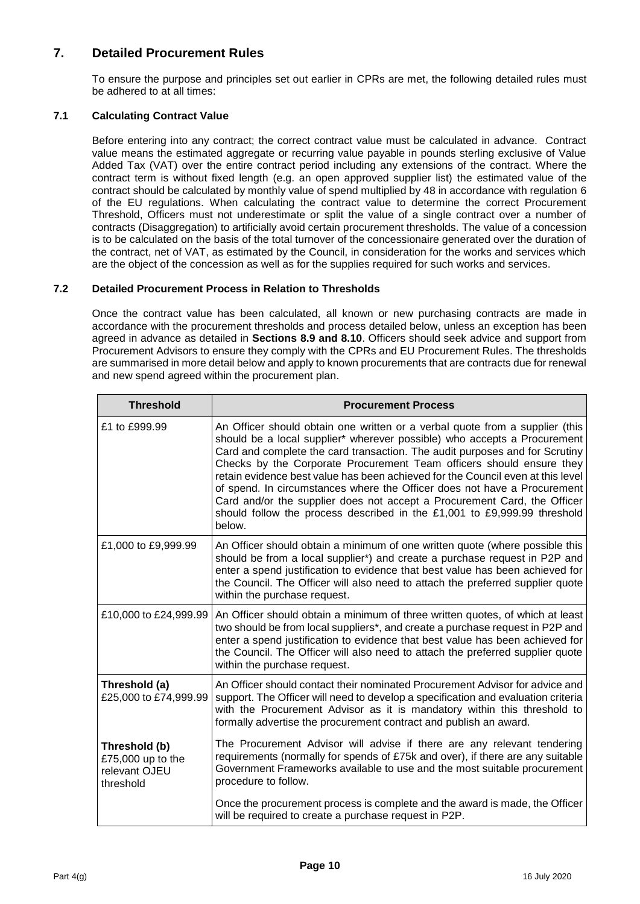## 7. Detailed Procurement Rules

To ensure the purpose and principles set out earlier in CPRs are met, the following detailed rules must be adhered to at all times:

### 7.1 Calculating Contract Value

Before entering into any contract; the correct contract value must be calculated in advance. Contract value means the estimated aggregate or recurring value payable in pounds sterling exclusive of Value Added Tax (VAT) over the entire contract period including any extensions of the contract. Where the contract term is without fixed length (e.g. an open approved supplier list) the estimated value of the contract should be calculated by monthly value of spend multiplied by 48 in accordance with regulation 6 of the EU regulations. When calculating the contract value to determine the correct Procurement Threshold, Officers must not underestimate or split the value of a single contract over a number of contracts (Disaggregation) to artificially avoid certain procurement thresholds. The value of a concession is to be calculated on the basis of the total turnover of the concessionaire generated over the duration of the contract, net of VAT, as estimated by the Council, in consideration for the works and services which are the object of the concession as well as for the supplies required for such works and services.

### 7.2 Detailed Procurement Process in Relation to Thresholds

Once the contract value has been calculated, all known or new purchasing contracts are made in accordance with the procurement thresholds and process detailed below, unless an exception has been agreed in advance as detailed in **Sections 8.9 and 8.10**. Officers should seek advice and support from Procurement Advisors to ensure they comply with the CPRs and EU Procurement Rules. The thresholds are summarised in more detail below and apply to known procurements that are contracts due for renewal and new spend agreed within the procurement plan.

| Threshold | Procurement Process |
|---|---|
| £1 to £999.99 | An Officer should obtain one written or a verbal quote from a supplier (this should be a local supplier* wherever possible) who accepts a Procurement Card and complete the card transaction. The audit purposes and for Scrutiny Checks by the Corporate Procurement Team officers should ensure they retain evidence best value has been achieved for the Council even at this level of spend. In circumstances where the Officer does not have a Procurement Card and/or the supplier does not accept a Procurement Card, the Officer should follow the process described in the £1,001 to £9,999.99 threshold below. |
| £1,000 to £9,999.99 | An Officer should obtain a minimum of one written quote (where possible this should be from a local supplier*) and create a purchase request in P2P and enter a spend justification to evidence that best value has been achieved for the Council. The Officer will also need to attach the preferred supplier quote within the purchase request. |
| £10,000 to £24,999.99 | An Officer should obtain a minimum of three written quotes, of which at least two should be from local suppliers*, and create a purchase request in P2P and enter a spend justification to evidence that best value has been achieved for the Council. The Officer will also need to attach the preferred supplier quote within the purchase request. |
| **Threshold (a)** £25,000 to £74,999.99<br><br>**Threshold (b)** £75,000 up to the relevant OJEU threshold | An Officer should contact their nominated Procurement Advisor for advice and support. The Officer will need to develop a specification and evaluation criteria with the Procurement Advisor as it is mandatory within this threshold to formally advertise the procurement contract and publish an award.<br><br>The Procurement Advisor will advise if there are any relevant tendering requirements (normally for spends of £75k and over), if there are any suitable Government Frameworks available to use and the most suitable procurement procedure to follow.<br><br>Once the procurement process is complete and the award is made, the Officer will be required to create a purchase request in P2P. |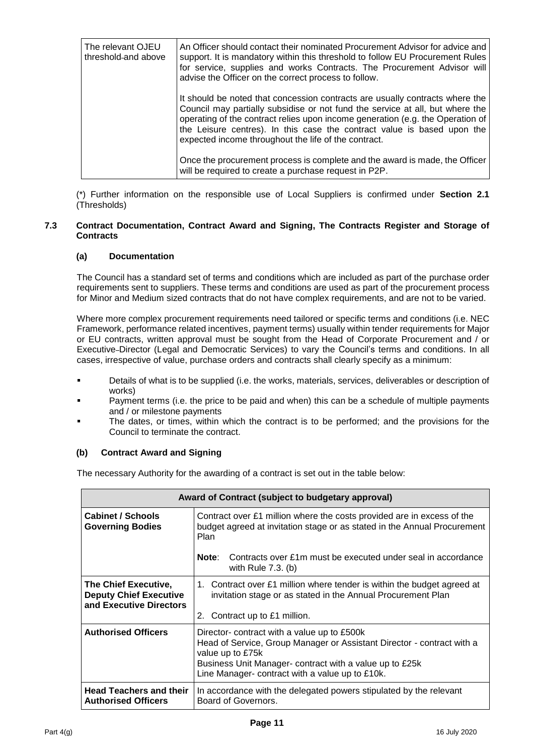| The relevant OJEU threshold and above | An Officer should contact their nominated Procurement Advisor for advice and support. It is mandatory within this threshold to follow EU Procurement Rules for service, supplies and works Contracts. The Procurement Advisor will advise the Officer on the correct process to follow.<br><br>It should be noted that concession contracts are usually contracts where the Council may partially subsidise or not fund the service at all, but where the operating of the contract relies upon income generation (e.g. the Operation of the Leisure centres). In this case the contract value is based upon the expected income throughout the life of the contract.<br><br>Once the procurement process is complete and the award is made, the Officer will be required to create a purchase request in P2P. |
|---|---|

(*) Further information on the responsible use of Local Suppliers is confirmed under **Section 2.1** (Thresholds)

### 7.3 Contract Documentation, Contract Award and Signing, The Contracts Register and Storage of Contracts

#### (a) Documentation

The Council has a standard set of terms and conditions which are included as part of the purchase order requirements sent to suppliers. These terms and conditions are used as part of the procurement process for Minor and Medium sized contracts that do not have complex requirements, and are not to be varied.

Where more complex procurement requirements need tailored or specific terms and conditions (i.e. NEC Framework, performance related incentives, payment terms) usually within tender requirements for Major or EU contracts, written approval must be sought from the Head of Corporate Procurement and / or Executive Director (Legal and Democratic Services) to vary the Council's terms and conditions. In all cases, irrespective of value, purchase orders and contracts shall clearly specify as a minimum:

- Details of what is to be supplied (i.e. the works, materials, services, deliverables or description of works)
- Payment terms (i.e. the price to be paid and when) this can be a schedule of multiple payments and / or milestone payments
- The dates, or times, within which the contract is to be performed; and the provisions for the Council to terminate the contract.

#### (b) Contract Award and Signing

The necessary Authority for the awarding of a contract is set out in the table below:

| Award of Contract (subject to budgetary approval) | |
|---|---|
| **Cabinet / Schools Governing Bodies** | Contract over £1 million where the costs provided are in excess of the budget agreed at invitation stage or as stated in the Annual Procurement Plan<br><br>**Note**: Contracts over £1m must be executed under seal in accordance with Rule 7.3. (b) |
| **The Chief Executive, Deputy Chief Executive and Executive Directors** | 1. Contract over £1 million where tender is within the budget agreed at invitation stage or as stated in the Annual Procurement Plan<br><br>2. Contract up to £1 million. |
| **Authorised Officers** | Director- contract with a value up to £500k<br>Head of Service, Group Manager or Assistant Director - contract with a value up to £75k<br>Business Unit Manager- contract with a value up to £25k<br>Line Manager- contract with a value up to £10k. |
| **Head Teachers and their Authorised Officers** | In accordance with the delegated powers stipulated by the relevant Board of Governors. |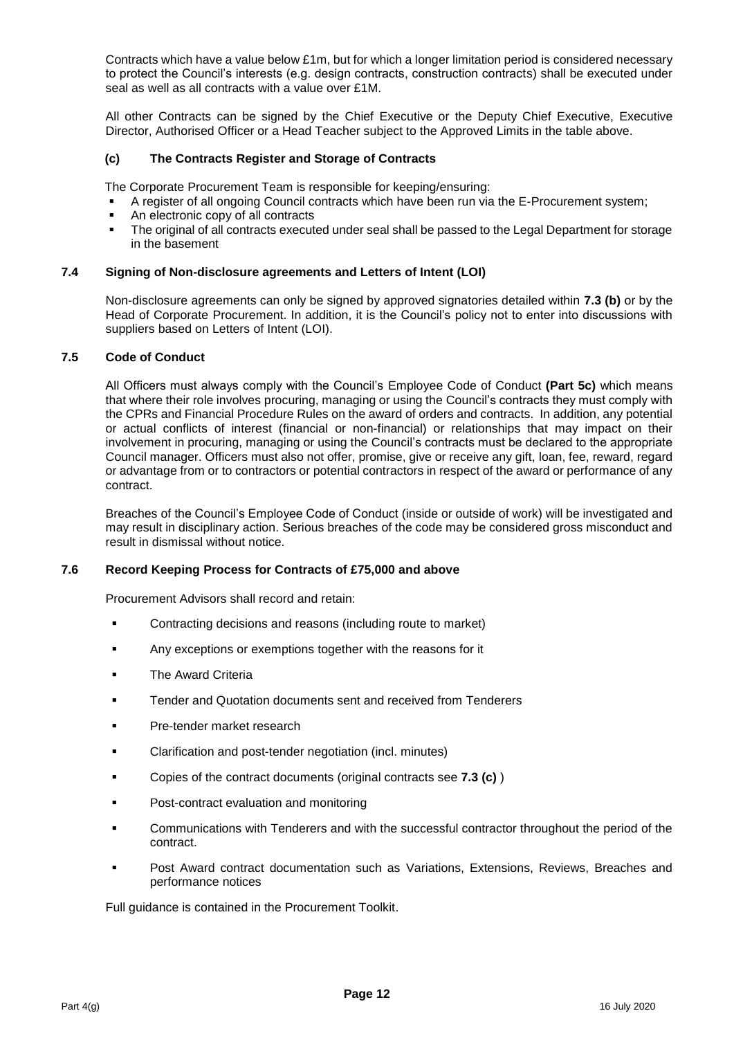Contracts which have a value below £1m, but for which a longer limitation period is considered necessary to protect the Council's interests (e.g. design contracts, construction contracts) shall be executed under seal as well as all contracts with a value over £1M.

All other Contracts can be signed by the Chief Executive or the Deputy Chief Executive, Executive Director, Authorised Officer or a Head Teacher subject to the Approved Limits in the table above.

#### (c) The Contracts Register and Storage of Contracts

The Corporate Procurement Team is responsible for keeping/ensuring:

- A register of all ongoing Council contracts which have been run via the E-Procurement system;
- An electronic copy of all contracts
- The original of all contracts executed under seal shall be passed to the Legal Department for storage in the basement

### 7.4 Signing of Non-disclosure agreements and Letters of Intent (LOI)

Non-disclosure agreements can only be signed by approved signatories detailed within **7.3 (b)** or by the Head of Corporate Procurement. In addition, it is the Council's policy not to enter into discussions with suppliers based on Letters of Intent (LOI).

### 7.5 Code of Conduct

All Officers must always comply with the Council's Employee Code of Conduct **(Part 5c)** which means that where their role involves procuring, managing or using the Council's contracts they must comply with the CPRs and Financial Procedure Rules on the award of orders and contracts. In addition, any potential or actual conflicts of interest (financial or non-financial) or relationships that may impact on their involvement in procuring, managing or using the Council's contracts must be declared to the appropriate Council manager. Officers must also not offer, promise, give or receive any gift, loan, fee, reward, regard or advantage from or to contractors or potential contractors in respect of the award or performance of any contract.

Breaches of the Council's Employee Code of Conduct (inside or outside of work) will be investigated and may result in disciplinary action. Serious breaches of the code may be considered gross misconduct and result in dismissal without notice.

### 7.6 Record Keeping Process for Contracts of £75,000 and above

Procurement Advisors shall record and retain:

- Contracting decisions and reasons (including route to market)
- Any exceptions or exemptions together with the reasons for it
- The Award Criteria
- Tender and Quotation documents sent and received from Tenderers
- Pre-tender market research
- Clarification and post-tender negotiation (incl. minutes)
- Copies of the contract documents (original contracts see **7.3 (c)** )
- Post-contract evaluation and monitoring
- Communications with Tenderers and with the successful contractor throughout the period of the contract.
- Post Award contract documentation such as Variations, Extensions, Reviews, Breaches and performance notices

Full guidance is contained in the Procurement Toolkit.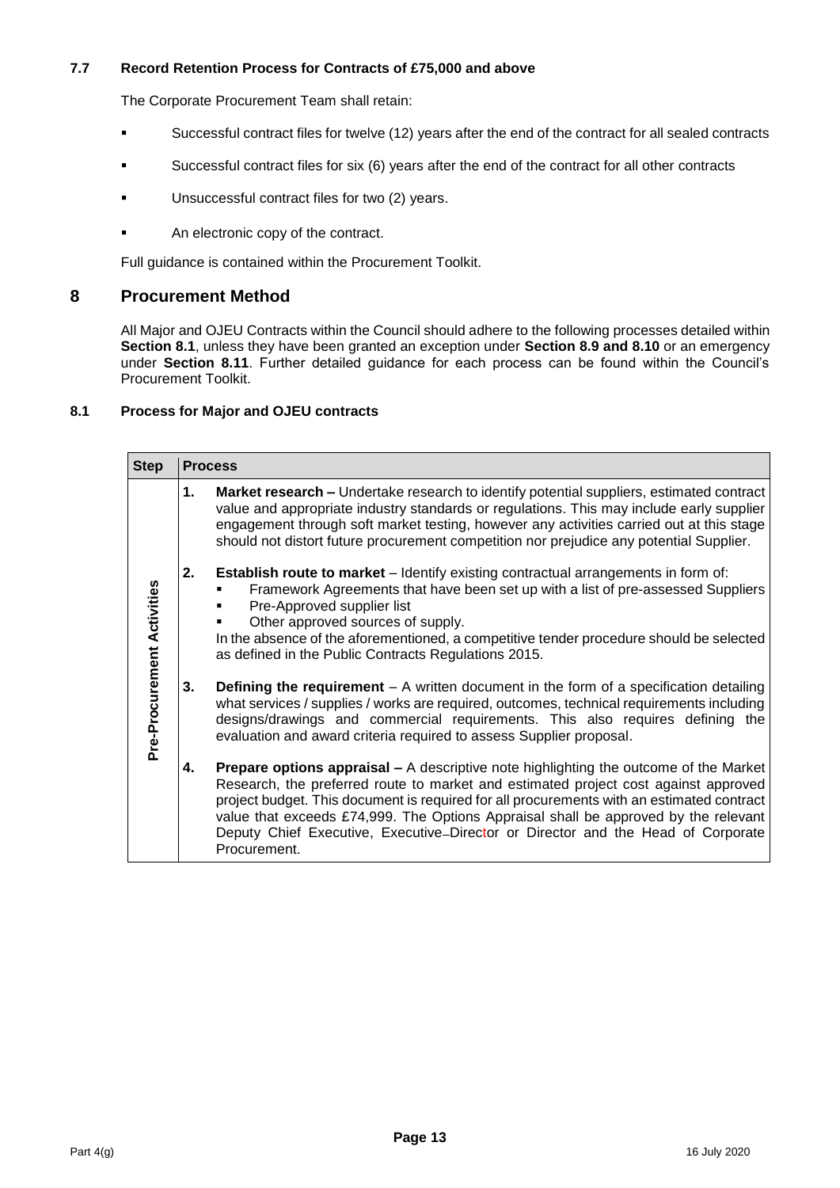### 7.7 Record Retention Process for Contracts of £75,000 and above

The Corporate Procurement Team shall retain:

- Successful contract files for twelve (12) years after the end of the contract for all sealed contracts
- Successful contract files for six (6) years after the end of the contract for all other contracts
- Unsuccessful contract files for two (2) years.
- An electronic copy of the contract.

Full guidance is contained within the Procurement Toolkit.

## 8 Procurement Method

All Major and OJEU Contracts within the Council should adhere to the following processes detailed within **Section 8.1**, unless they have been granted an exception under **Section 8.9 and 8.10** or an emergency under **Section 8.11**. Further detailed guidance for each process can be found within the Council's Procurement Toolkit.

### 8.1 Process for Major and OJEU contracts

| Step | Process |
|---|---|
| Pre-Procurement Activities | 1. **Market research –** Undertake research to identify potential suppliers, estimated contract value and appropriate industry standards or regulations. This may include early supplier engagement through soft market testing, however any activities carried out at this stage should not distort future procurement competition nor prejudice any potential Supplier. |
| | 2. **Establish route to market** – Identify existing contractual arrangements in form of: ▪ Framework Agreements that have been set up with a list of pre-assessed Suppliers ▪ Pre-Approved supplier list ▪ Other approved sources of supply. In the absence of the aforementioned, a competitive tender procedure should be selected as defined in the Public Contracts Regulations 2015. |
| | 3. **Defining the requirement** – A written document in the form of a specification detailing what services / supplies / works are required, outcomes, technical requirements including designs/drawings and commercial requirements. This also requires defining the evaluation and award criteria required to assess Supplier proposal. |
| | 4. **Prepare options appraisal –** A descriptive note highlighting the outcome of the Market Research, the preferred route to market and estimated project cost against approved project budget. This document is required for all procurements with an estimated contract value that exceeds £74,999. The Options Appraisal shall be approved by the relevant Deputy Chief Executive, Executive Director or Director and the Head of Corporate Procurement. |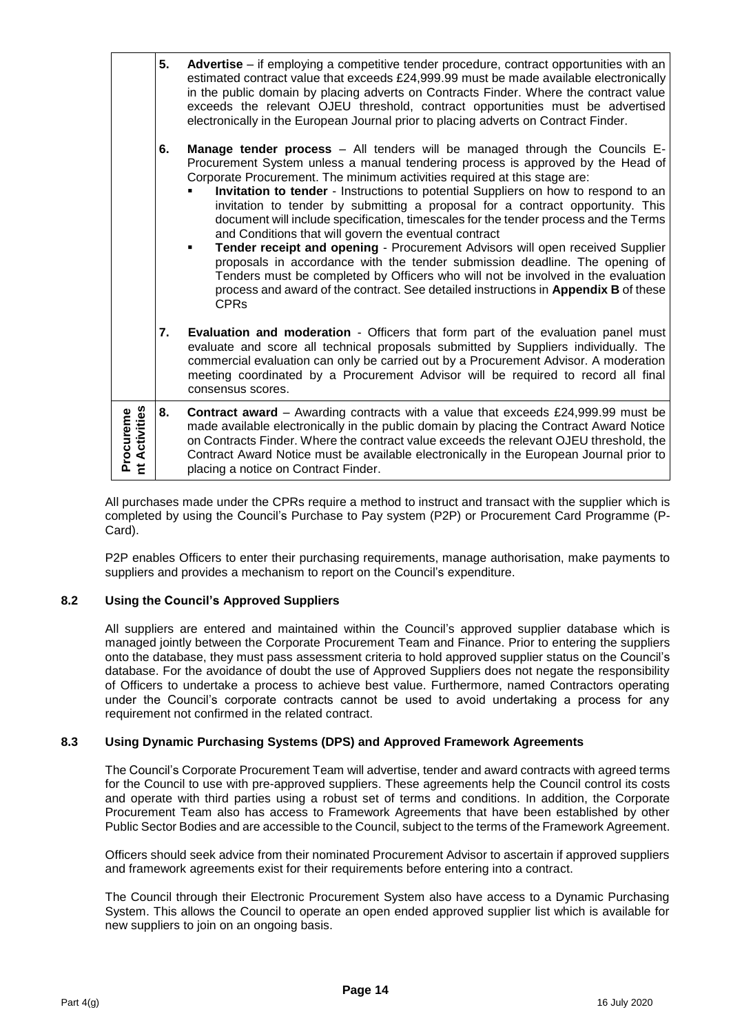| | | |
|---|---|---|
| | 5. | **Advertise** – if employing a competitive tender procedure, contract opportunities with an estimated contract value that exceeds £24,999.99 must be made available electronically in the public domain by placing adverts on Contracts Finder. Where the contract value exceeds the relevant OJEU threshold, contract opportunities must be advertised electronically in the European Journal prior to placing adverts on Contract Finder. |
| | 6. | **Manage tender process** – All tenders will be managed through the Councils E-Procurement System unless a manual tendering process is approved by the Head of Corporate Procurement. The minimum activities required at this stage are:<br>▪ **Invitation to tender** - Instructions to potential Suppliers on how to respond to an invitation to tender by submitting a proposal for a contract opportunity. This document will include specification, timescales for the tender process and the Terms and Conditions that will govern the eventual contract<br>▪ **Tender receipt and opening** - Procurement Advisors will open received Supplier proposals in accordance with the tender submission deadline. The opening of Tenders must be completed by Officers who will not be involved in the evaluation process and award of the contract. See detailed instructions in **Appendix B** of these CPRs |
| | 7. | **Evaluation and moderation** - Officers that form part of the evaluation panel must evaluate and score all technical proposals submitted by Suppliers individually. The commercial evaluation can only be carried out by a Procurement Advisor. A moderation meeting coordinated by a Procurement Advisor will be required to record all final consensus scores. |
| **Procurement Activities** | 8. | **Contract award** – Awarding contracts with a value that exceeds £24,999.99 must be made available electronically in the public domain by placing the Contract Award Notice on Contracts Finder. Where the contract value exceeds the relevant OJEU threshold, the Contract Award Notice must be available electronically in the European Journal prior to placing a notice on Contract Finder. |

All purchases made under the CPRs require a method to instruct and transact with the supplier which is completed by using the Council's Purchase to Pay system (P2P) or Procurement Card Programme (P-Card).

P2P enables Officers to enter their purchasing requirements, manage authorisation, make payments to suppliers and provides a mechanism to report on the Council's expenditure.

### 8.2 Using the Council's Approved Suppliers

All suppliers are entered and maintained within the Council's approved supplier database which is managed jointly between the Corporate Procurement Team and Finance. Prior to entering the suppliers onto the database, they must pass assessment criteria to hold approved supplier status on the Council's database. For the avoidance of doubt the use of Approved Suppliers does not negate the responsibility of Officers to undertake a process to achieve best value. Furthermore, named Contractors operating under the Council's corporate contracts cannot be used to avoid undertaking a process for any requirement not confirmed in the related contract.

### 8.3 Using Dynamic Purchasing Systems (DPS) and Approved Framework Agreements

The Council's Corporate Procurement Team will advertise, tender and award contracts with agreed terms for the Council to use with pre-approved suppliers. These agreements help the Council control its costs and operate with third parties using a robust set of terms and conditions. In addition, the Corporate Procurement Team also has access to Framework Agreements that have been established by other Public Sector Bodies and are accessible to the Council, subject to the terms of the Framework Agreement.

Officers should seek advice from their nominated Procurement Advisor to ascertain if approved suppliers and framework agreements exist for their requirements before entering into a contract.

The Council through their Electronic Procurement System also have access to a Dynamic Purchasing System. This allows the Council to operate an open ended approved supplier list which is available for new suppliers to join on an ongoing basis.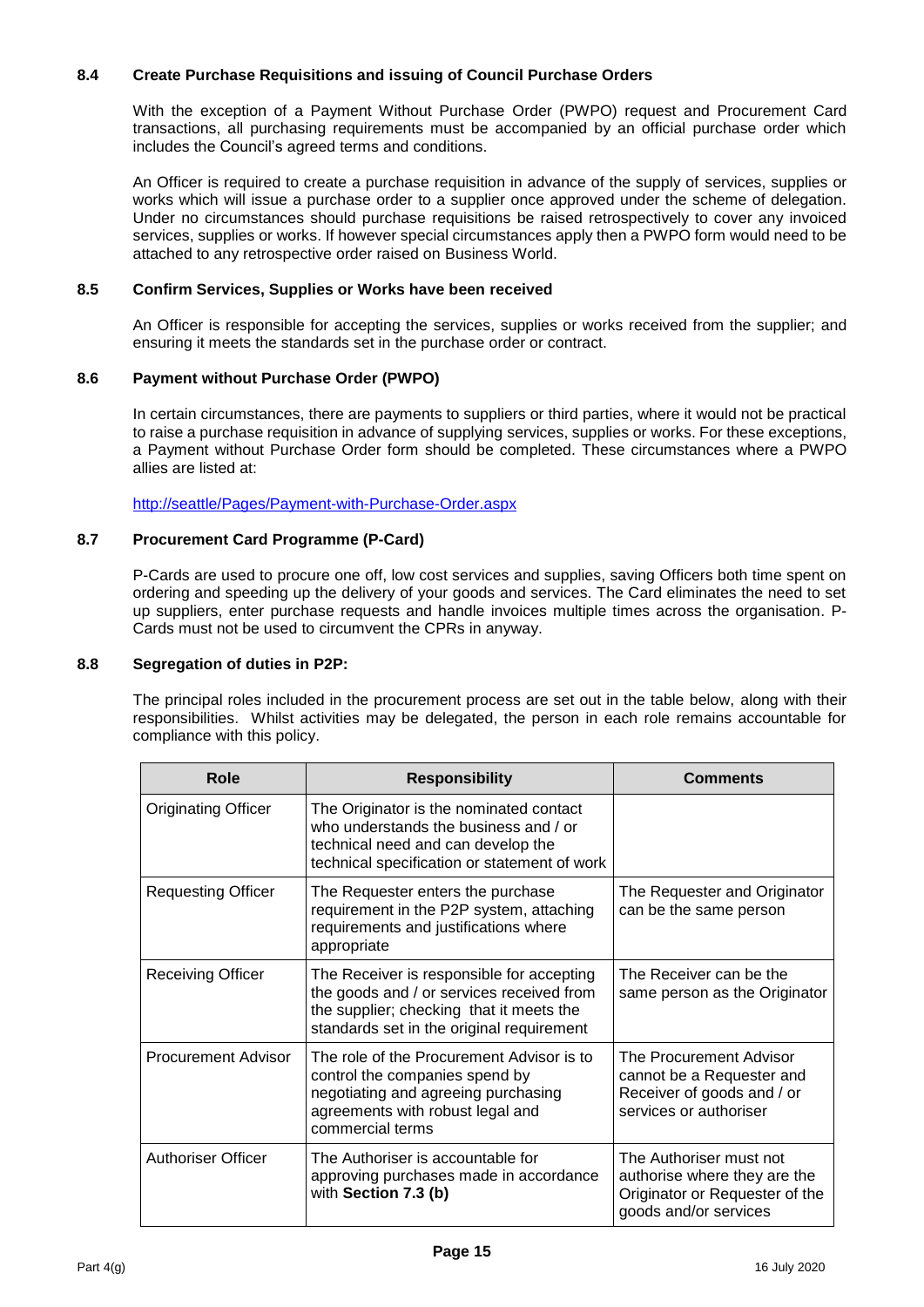### 8.4 Create Purchase Requisitions and issuing of Council Purchase Orders

With the exception of a Payment Without Purchase Order (PWPO) request and Procurement Card transactions, all purchasing requirements must be accompanied by an official purchase order which includes the Council's agreed terms and conditions.

An Officer is required to create a purchase requisition in advance of the supply of services, supplies or works which will issue a purchase order to a supplier once approved under the scheme of delegation. Under no circumstances should purchase requisitions be raised retrospectively to cover any invoiced services, supplies or works. If however special circumstances apply then a PWPO form would need to be attached to any retrospective order raised on Business World.

### 8.5 Confirm Services, Supplies or Works have been received

An Officer is responsible for accepting the services, supplies or works received from the supplier; and ensuring it meets the standards set in the purchase order or contract.

### 8.6 Payment without Purchase Order (PWPO)

In certain circumstances, there are payments to suppliers or third parties, where it would not be practical to raise a purchase requisition in advance of supplying services, supplies or works. For these exceptions, a Payment without Purchase Order form should be completed. These circumstances where a PWPO allies are listed at:

[http://seattle/Pages/Payment-with-Purchase-Order.aspx](http://seattle/Pages/Payment-with-Purchase-Order.aspx)

### 8.7 Procurement Card Programme (P-Card)

P-Cards are used to procure one off, low cost services and supplies, saving Officers both time spent on ordering and speeding up the delivery of your goods and services. The Card eliminates the need to set up suppliers, enter purchase requests and handle invoices multiple times across the organisation. P-Cards must not be used to circumvent the CPRs in anyway.

### 8.8 Segregation of duties in P2P:

The principal roles included in the procurement process are set out in the table below, along with their responsibilities. Whilst activities may be delegated, the person in each role remains accountable for compliance with this policy.

| Role | Responsibility | Comments |
|---|---|---|
| Originating Officer | The Originator is the nominated contact who understands the business and / or technical need and can develop the technical specification or statement of work | |
| Requesting Officer | The Requester enters the purchase requirement in the P2P system, attaching requirements and justifications where appropriate | The Requester and Originator can be the same person |
| Receiving Officer | The Receiver is responsible for accepting the goods and / or services received from the supplier; checking that it meets the standards set in the original requirement | The Receiver can be the same person as the Originator |
| Procurement Advisor | The role of the Procurement Advisor is to control the companies spend by negotiating and agreeing purchasing agreements with robust legal and commercial terms | The Procurement Advisor cannot be a Requester and Receiver of goods and / or services or authoriser |
| Authoriser Officer | The Authoriser is accountable for approving purchases made in accordance with **Section 7.3 (b)** | The Authoriser must not authorise where they are the Originator or Requester of the goods and/or services |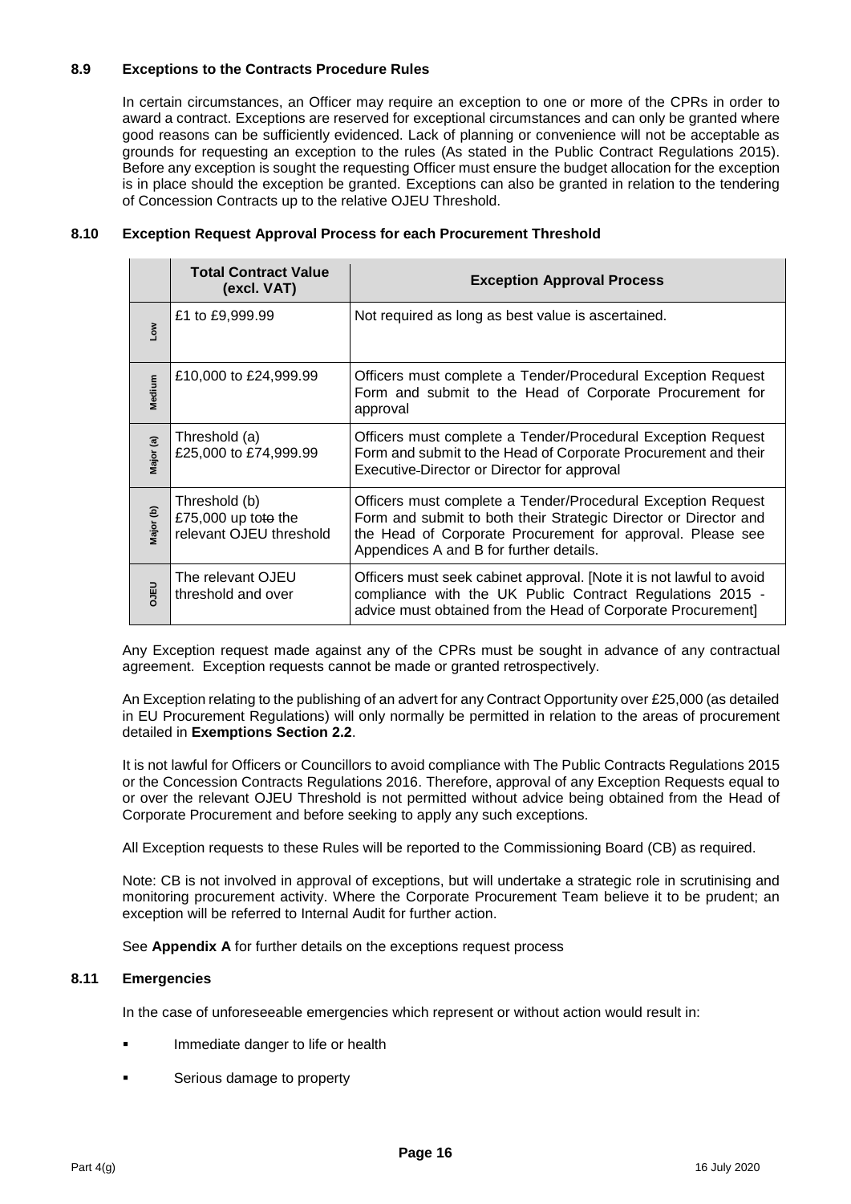### 8.9 Exceptions to the Contracts Procedure Rules

In certain circumstances, an Officer may require an exception to one or more of the CPRs in order to award a contract. Exceptions are reserved for exceptional circumstances and can only be granted where good reasons can be sufficiently evidenced. Lack of planning or convenience will not be acceptable as grounds for requesting an exception to the rules (As stated in the Public Contract Regulations 2015). Before any exception is sought the requesting Officer must ensure the budget allocation for the exception is in place should the exception be granted. Exceptions can also be granted in relation to the tendering of Concession Contracts up to the relative OJEU Threshold.

### 8.10 Exception Request Approval Process for each Procurement Threshold

| | Total Contract Value (excl. VAT) | Exception Approval Process |
|---|---|---|
| Low | £1 to £9,999.99 | Not required as long as best value is ascertained. |
| Medium | £10,000 to £24,999.99 | Officers must complete a Tender/Procedural Exception Request Form and submit to the Head of Corporate Procurement for approval |
| Major (a) | Threshold (a) £25,000 to £74,999.99 | Officers must complete a Tender/Procedural Exception Request Form and submit to the Head of Corporate Procurement and their Executive Director or Director for approval |
| Major (b) | Threshold (b) £75,000 up to the relevant OJEU threshold | Officers must complete a Tender/Procedural Exception Request Form and submit to both their Strategic Director or Director and the Head of Corporate Procurement for approval. Please see Appendices A and B for further details. |
| OJEU | The relevant OJEU threshold and over | Officers must seek cabinet approval. [Note it is not lawful to avoid compliance with the UK Public Contract Regulations 2015 - advice must obtained from the Head of Corporate Procurement] |

Any Exception request made against any of the CPRs must be sought in advance of any contractual agreement. Exception requests cannot be made or granted retrospectively.

An Exception relating to the publishing of an advert for any Contract Opportunity over £25,000 (as detailed in EU Procurement Regulations) will only normally be permitted in relation to the areas of procurement detailed in **Exemptions Section 2.2**.

It is not lawful for Officers or Councillors to avoid compliance with The Public Contracts Regulations 2015 or the Concession Contracts Regulations 2016. Therefore, approval of any Exception Requests equal to or over the relevant OJEU Threshold is not permitted without advice being obtained from the Head of Corporate Procurement and before seeking to apply any such exceptions.

All Exception requests to these Rules will be reported to the Commissioning Board (CB) as required.

Note: CB is not involved in approval of exceptions, but will undertake a strategic role in scrutinising and monitoring procurement activity. Where the Corporate Procurement Team believe it to be prudent; an exception will be referred to Internal Audit for further action.

See **Appendix A** for further details on the exceptions request process

### 8.11 Emergencies

In the case of unforeseeable emergencies which represent or without action would result in:

- Immediate danger to life or health
- Serious damage to property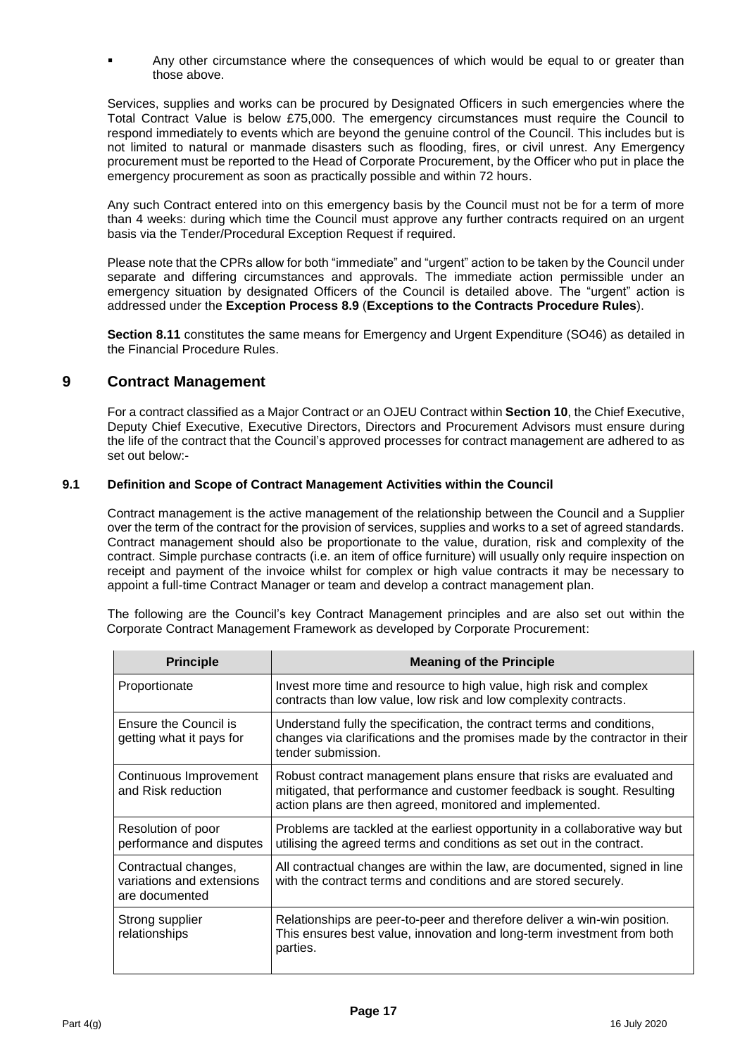- Any other circumstance where the consequences of which would be equal to or greater than those above.

Services, supplies and works can be procured by Designated Officers in such emergencies where the Total Contract Value is below £75,000. The emergency circumstances must require the Council to respond immediately to events which are beyond the genuine control of the Council. This includes but is not limited to natural or manmade disasters such as flooding, fires, or civil unrest. Any Emergency procurement must be reported to the Head of Corporate Procurement, by the Officer who put in place the emergency procurement as soon as practically possible and within 72 hours.

Any such Contract entered into on this emergency basis by the Council must not be for a term of more than 4 weeks: during which time the Council must approve any further contracts required on an urgent basis via the Tender/Procedural Exception Request if required.

Please note that the CPRs allow for both "immediate" and "urgent" action to be taken by the Council under separate and differing circumstances and approvals. The immediate action permissible under an emergency situation by designated Officers of the Council is detailed above. The "urgent" action is addressed under the **Exception Process 8.9** (**Exceptions to the Contracts Procedure Rules**).

**Section 8.11** constitutes the same means for Emergency and Urgent Expenditure (SO46) as detailed in the Financial Procedure Rules.

## 9 Contract Management

For a contract classified as a Major Contract or an OJEU Contract within **Section 10**, the Chief Executive, Deputy Chief Executive, Executive Directors, Directors and Procurement Advisors must ensure during the life of the contract that the Council's approved processes for contract management are adhered to as set out below:-

### 9.1 Definition and Scope of Contract Management Activities within the Council

Contract management is the active management of the relationship between the Council and a Supplier over the term of the contract for the provision of services, supplies and works to a set of agreed standards. Contract management should also be proportionate to the value, duration, risk and complexity of the contract. Simple purchase contracts (i.e. an item of office furniture) will usually only require inspection on receipt and payment of the invoice whilst for complex or high value contracts it may be necessary to appoint a full-time Contract Manager or team and develop a contract management plan.

The following are the Council's key Contract Management principles and are also set out within the Corporate Contract Management Framework as developed by Corporate Procurement:

| Principle | Meaning of the Principle |
|---|---|
| Proportionate | Invest more time and resource to high value, high risk and complex contracts than low value, low risk and low complexity contracts. |
| Ensure the Council is getting what it pays for | Understand fully the specification, the contract terms and conditions, changes via clarifications and the promises made by the contractor in their tender submission. |
| Continuous Improvement and Risk reduction | Robust contract management plans ensure that risks are evaluated and mitigated, that performance and customer feedback is sought. Resulting action plans are then agreed, monitored and implemented. |
| Resolution of poor performance and disputes | Problems are tackled at the earliest opportunity in a collaborative way but utilising the agreed terms and conditions as set out in the contract. |
| Contractual changes, variations and extensions are documented | All contractual changes are within the law, are documented, signed in line with the contract terms and conditions and are stored securely. |
| Strong supplier relationships | Relationships are peer-to-peer and therefore deliver a win-win position. This ensures best value, innovation and long-term investment from both parties. |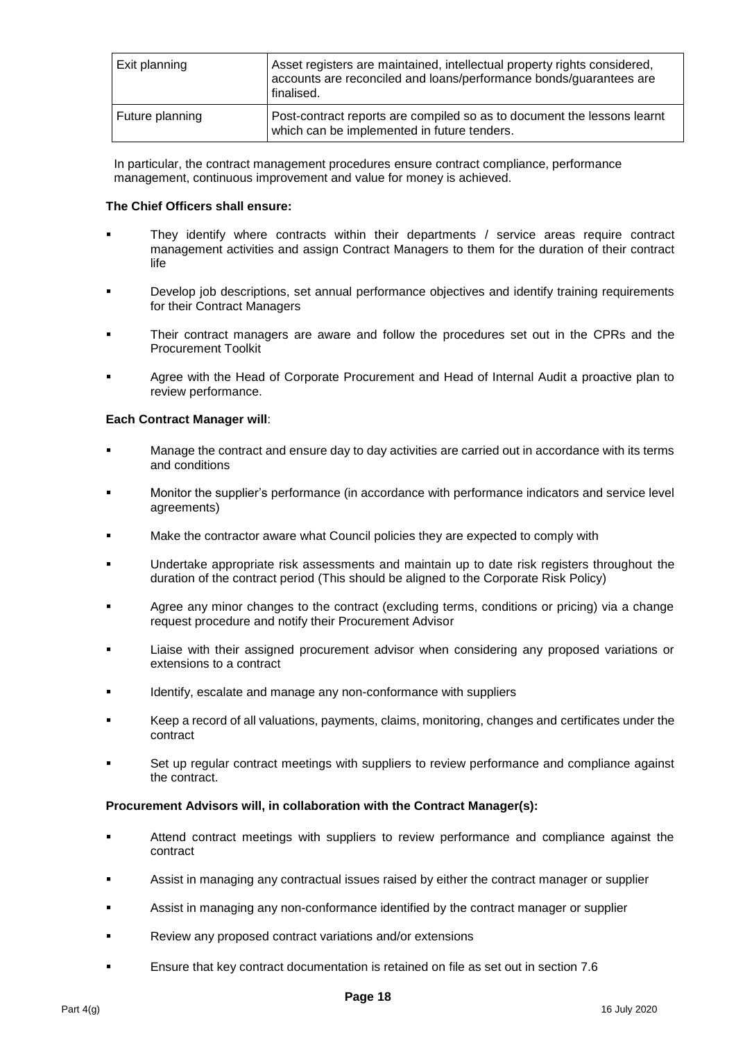| Exit planning | Asset registers are maintained, intellectual property rights considered, accounts are reconciled and loans/performance bonds/guarantees are finalised. |
| --- | --- |
| Future planning | Post-contract reports are compiled so as to document the lessons learnt which can be implemented in future tenders. |

In particular, the contract management procedures ensure contract compliance, performance management, continuous improvement and value for money is achieved.

**The Chief Officers shall ensure:**

- They identify where contracts within their departments / service areas require contract management activities and assign Contract Managers to them for the duration of their contract life
- Develop job descriptions, set annual performance objectives and identify training requirements for their Contract Managers
- Their contract managers are aware and follow the procedures set out in the CPRs and the Procurement Toolkit
- Agree with the Head of Corporate Procurement and Head of Internal Audit a proactive plan to review performance.

**Each Contract Manager will**:

- Manage the contract and ensure day to day activities are carried out in accordance with its terms and conditions
- Monitor the supplier's performance (in accordance with performance indicators and service level agreements)
- Make the contractor aware what Council policies they are expected to comply with
- Undertake appropriate risk assessments and maintain up to date risk registers throughout the duration of the contract period (This should be aligned to the Corporate Risk Policy)
- Agree any minor changes to the contract (excluding terms, conditions or pricing) via a change request procedure and notify their Procurement Advisor
- Liaise with their assigned procurement advisor when considering any proposed variations or extensions to a contract
- Identify, escalate and manage any non-conformance with suppliers
- Keep a record of all valuations, payments, claims, monitoring, changes and certificates under the contract
- Set up regular contract meetings with suppliers to review performance and compliance against the contract.

**Procurement Advisors will, in collaboration with the Contract Manager(s):**

- Attend contract meetings with suppliers to review performance and compliance against the contract
- Assist in managing any contractual issues raised by either the contract manager or supplier
- Assist in managing any non-conformance identified by the contract manager or supplier
- Review any proposed contract variations and/or extensions
- Ensure that key contract documentation is retained on file as set out in section 7.6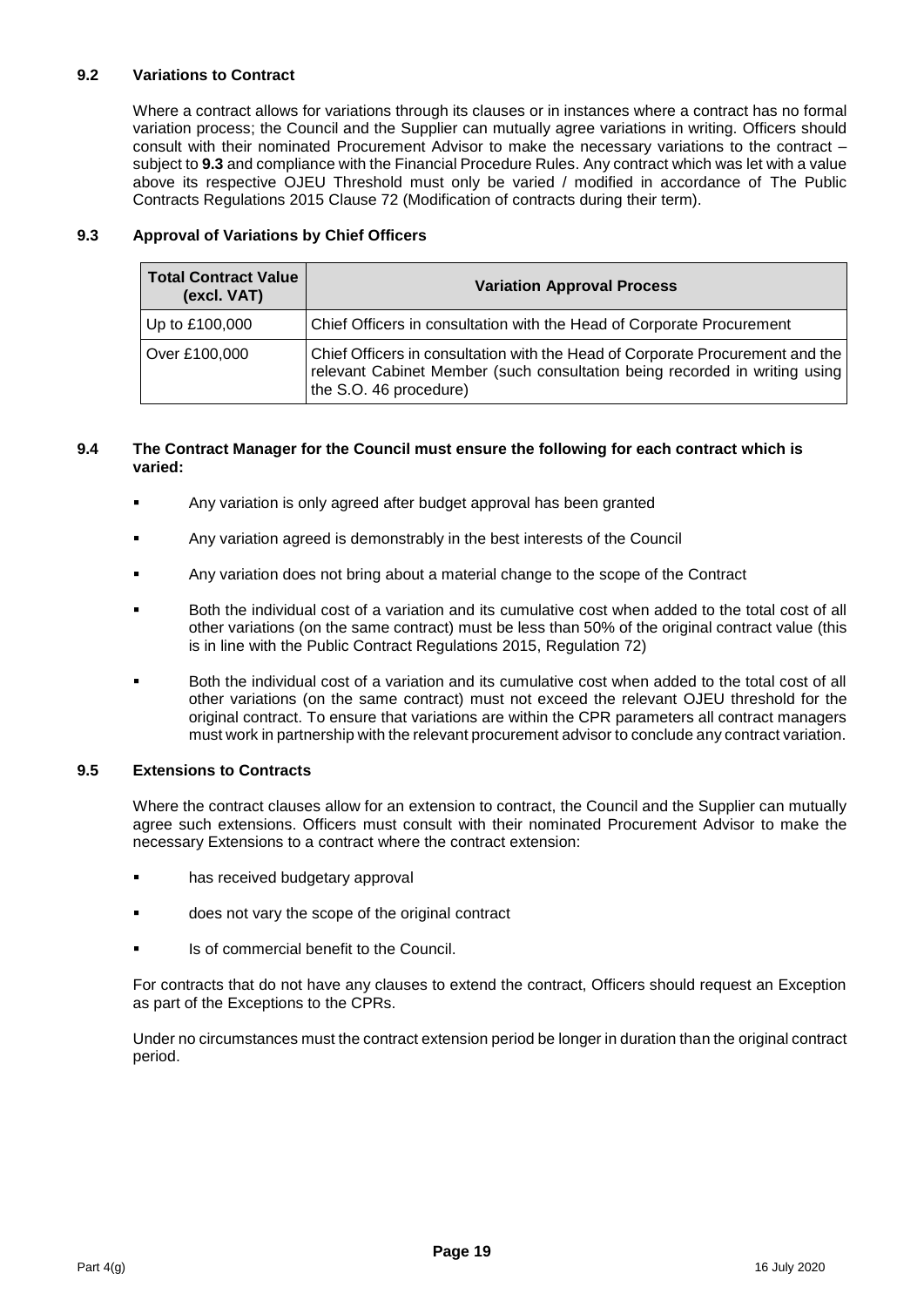### 9.2 Variations to Contract

Where a contract allows for variations through its clauses or in instances where a contract has no formal variation process; the Council and the Supplier can mutually agree variations in writing. Officers should consult with their nominated Procurement Advisor to make the necessary variations to the contract – subject to **9.3** and compliance with the Financial Procedure Rules. Any contract which was let with a value above its respective OJEU Threshold must only be varied / modified in accordance of The Public Contracts Regulations 2015 Clause 72 (Modification of contracts during their term).

### 9.3 Approval of Variations by Chief Officers

| Total Contract Value (excl. VAT) | Variation Approval Process |
|---|---|
| Up to £100,000 | Chief Officers in consultation with the Head of Corporate Procurement |
| Over £100,000 | Chief Officers in consultation with the Head of Corporate Procurement and the relevant Cabinet Member (such consultation being recorded in writing using the S.O. 46 procedure) |

### 9.4 The Contract Manager for the Council must ensure the following for each contract which is varied:

- Any variation is only agreed after budget approval has been granted
- Any variation agreed is demonstrably in the best interests of the Council
- Any variation does not bring about a material change to the scope of the Contract
- Both the individual cost of a variation and its cumulative cost when added to the total cost of all other variations (on the same contract) must be less than 50% of the original contract value (this is in line with the Public Contract Regulations 2015, Regulation 72)
- Both the individual cost of a variation and its cumulative cost when added to the total cost of all other variations (on the same contract) must not exceed the relevant OJEU threshold for the original contract. To ensure that variations are within the CPR parameters all contract managers must work in partnership with the relevant procurement advisor to conclude any contract variation.

### 9.5 Extensions to Contracts

Where the contract clauses allow for an extension to contract, the Council and the Supplier can mutually agree such extensions. Officers must consult with their nominated Procurement Advisor to make the necessary Extensions to a contract where the contract extension:

- has received budgetary approval
- does not vary the scope of the original contract
- Is of commercial benefit to the Council.

For contracts that do not have any clauses to extend the contract, Officers should request an Exception as part of the Exceptions to the CPRs.

Under no circumstances must the contract extension period be longer in duration than the original contract period.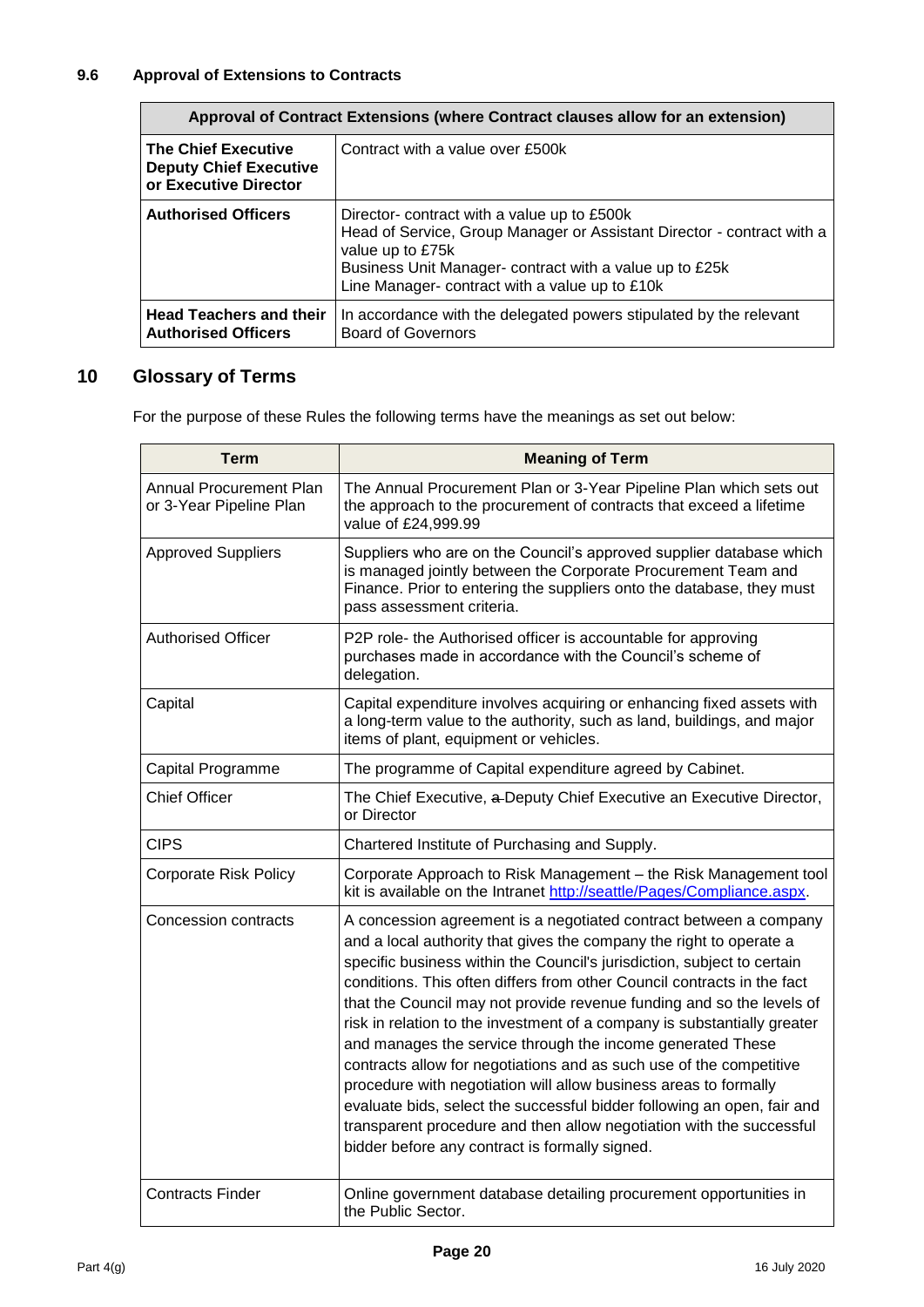### 9.6 Approval of Extensions to Contracts

| Approval of Contract Extensions (where Contract clauses allow for an extension) | |
|---|---|
| **The Chief Executive Deputy Chief Executive or Executive Director** | Contract with a value over £500k |
| **Authorised Officers** | Director- contract with a value up to £500k<br>Head of Service, Group Manager or Assistant Director - contract with a value up to £75k<br>Business Unit Manager- contract with a value up to £25k<br>Line Manager- contract with a value up to £10k |
| **Head Teachers and their Authorised Officers** | In accordance with the delegated powers stipulated by the relevant Board of Governors |

## 10 Glossary of Terms

For the purpose of these Rules the following terms have the meanings as set out below:

| Term | Meaning of Term |
|---|---|
| Annual Procurement Plan or 3-Year Pipeline Plan | The Annual Procurement Plan or 3-Year Pipeline Plan which sets out the approach to the procurement of contracts that exceed a lifetime value of £24,999.99 |
| Approved Suppliers | Suppliers who are on the Council's approved supplier database which is managed jointly between the Corporate Procurement Team and Finance. Prior to entering the suppliers onto the database, they must pass assessment criteria. |
| Authorised Officer | P2P role- the Authorised officer is accountable for approving purchases made in accordance with the Council's scheme of delegation. |
| Capital | Capital expenditure involves acquiring or enhancing fixed assets with a long-term value to the authority, such as land, buildings, and major items of plant, equipment or vehicles. |
| Capital Programme | The programme of Capital expenditure agreed by Cabinet. |
| Chief Officer | The Chief Executive, ~~a~~ Deputy Chief Executive an Executive Director, or Director |
| CIPS | Chartered Institute of Purchasing and Supply. |
| Corporate Risk Policy | Corporate Approach to Risk Management – the Risk Management tool kit is available on the Intranet [http://seattle/Pages/Compliance.aspx](http://seattle/Pages/Compliance.aspx). |
| Concession contracts | A concession agreement is a negotiated contract between a company and a local authority that gives the company the right to operate a specific business within the Council's jurisdiction, subject to certain conditions. This often differs from other Council contracts in the fact that the Council may not provide revenue funding and so the levels of risk in relation to the investment of a company is substantially greater and manages the service through the income generated These contracts allow for negotiations and as such use of the competitive procedure with negotiation will allow business areas to formally evaluate bids, select the successful bidder following an open, fair and transparent procedure and then allow negotiation with the successful bidder before any contract is formally signed. |
| Contracts Finder | Online government database detailing procurement opportunities in the Public Sector. |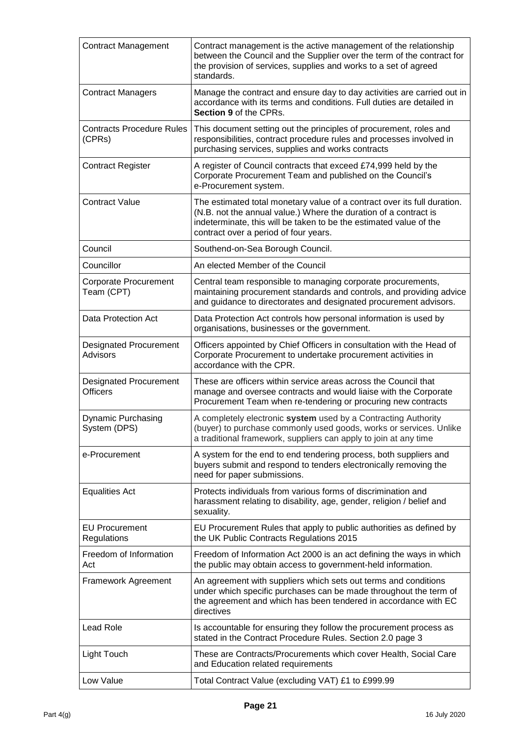| | |
|---|---|
| Contract Management | Contract management is the active management of the relationship between the Council and the Supplier over the term of the contract for the provision of services, supplies and works to a set of agreed standards. |
| Contract Managers | Manage the contract and ensure day to day activities are carried out in accordance with its terms and conditions. Full duties are detailed in **Section 9** of the CPRs. |
| Contracts Procedure Rules (CPRs) | This document setting out the principles of procurement, roles and responsibilities, contract procedure rules and processes involved in purchasing services, supplies and works contracts |
| Contract Register | A register of Council contracts that exceed £74,999 held by the Corporate Procurement Team and published on the Council's e-Procurement system. |
| Contract Value | The estimated total monetary value of a contract over its full duration. (N.B. not the annual value.) Where the duration of a contract is indeterminate, this will be taken to be the estimated value of the contract over a period of four years. |
| Council | Southend-on-Sea Borough Council. |
| Councillor | An elected Member of the Council |
| Corporate Procurement Team (CPT) | Central team responsible to managing corporate procurements, maintaining procurement standards and controls, and providing advice and guidance to directorates and designated procurement advisors. |
| Data Protection Act | Data Protection Act controls how personal information is used by organisations, businesses or the government. |
| Designated Procurement Advisors | Officers appointed by Chief Officers in consultation with the Head of Corporate Procurement to undertake procurement activities in accordance with the CPR. |
| Designated Procurement Officers | These are officers within service areas across the Council that manage and oversee contracts and would liaise with the Corporate Procurement Team when re-tendering or procuring new contracts |
| Dynamic Purchasing System (DPS) | A completely electronic **system** used by a Contracting Authority (buyer) to purchase commonly used goods, works or services. Unlike a traditional framework, suppliers can apply to join at any time |
| e-Procurement | A system for the end to end tendering process, both suppliers and buyers submit and respond to tenders electronically removing the need for paper submissions. |
| Equalities Act | Protects individuals from various forms of discrimination and harassment relating to disability, age, gender, religion / belief and sexuality. |
| EU Procurement Regulations | EU Procurement Rules that apply to public authorities as defined by the UK Public Contracts Regulations 2015 |
| Freedom of Information Act | Freedom of Information Act 2000 is an act defining the ways in which the public may obtain access to government-held information. |
| Framework Agreement | An agreement with suppliers which sets out terms and conditions under which specific purchases can be made throughout the term of the agreement and which has been tendered in accordance with EC directives |
| Lead Role | Is accountable for ensuring they follow the procurement process as stated in the Contract Procedure Rules. Section 2.0 page 3 |
| Light Touch | These are Contracts/Procurements which cover Health, Social Care and Education related requirements |
| Low Value | Total Contract Value (excluding VAT) £1 to £999.99 |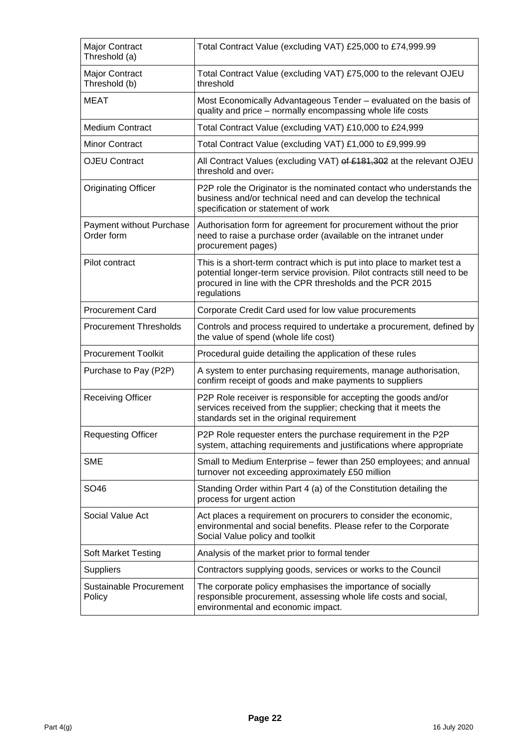| | |
|---|---|
| Major Contract Threshold (a) | Total Contract Value (excluding VAT) £25,000 to £74,999.99 |
| Major Contract Threshold (b) | Total Contract Value (excluding VAT) £75,000 to the relevant OJEU threshold |
| MEAT | Most Economically Advantageous Tender – evaluated on the basis of quality and price – normally encompassing whole life costs |
| Medium Contract | Total Contract Value (excluding VAT) £10,000 to £24,999 |
| Minor Contract | Total Contract Value (excluding VAT) £1,000 to £9,999.99 |
| OJEU Contract | All Contract Values (excluding VAT) ~~of £181,302~~ at the relevant OJEU threshold and over~~.~~ |
| Originating Officer | P2P role the Originator is the nominated contact who understands the business and/or technical need and can develop the technical specification or statement of work |
| Payment without Purchase Order form | Authorisation form for agreement for procurement without the prior need to raise a purchase order (available on the intranet under procurement pages) |
| Pilot contract | This is a short-term contract which is put into place to market test a potential longer-term service provision. Pilot contracts still need to be procured in line with the CPR thresholds and the PCR 2015 regulations |
| Procurement Card | Corporate Credit Card used for low value procurements |
| Procurement Thresholds | Controls and process required to undertake a procurement, defined by the value of spend (whole life cost) |
| Procurement Toolkit | Procedural guide detailing the application of these rules |
| Purchase to Pay (P2P) | A system to enter purchasing requirements, manage authorisation, confirm receipt of goods and make payments to suppliers |
| Receiving Officer | P2P Role receiver is responsible for accepting the goods and/or services received from the supplier; checking that it meets the standards set in the original requirement |
| Requesting Officer | P2P Role requester enters the purchase requirement in the P2P system, attaching requirements and justifications where appropriate |
| SME | Small to Medium Enterprise – fewer than 250 employees; and annual turnover not exceeding approximately £50 million |
| SO46 | Standing Order within Part 4 (a) of the Constitution detailing the process for urgent action |
| Social Value Act | Act places a requirement on procurers to consider the economic, environmental and social benefits. Please refer to the Corporate Social Value policy and toolkit |
| Soft Market Testing | Analysis of the market prior to formal tender |
| Suppliers | Contractors supplying goods, services or works to the Council |
| Sustainable Procurement Policy | The corporate policy emphasises the importance of socially responsible procurement, assessing whole life costs and social, environmental and economic impact. |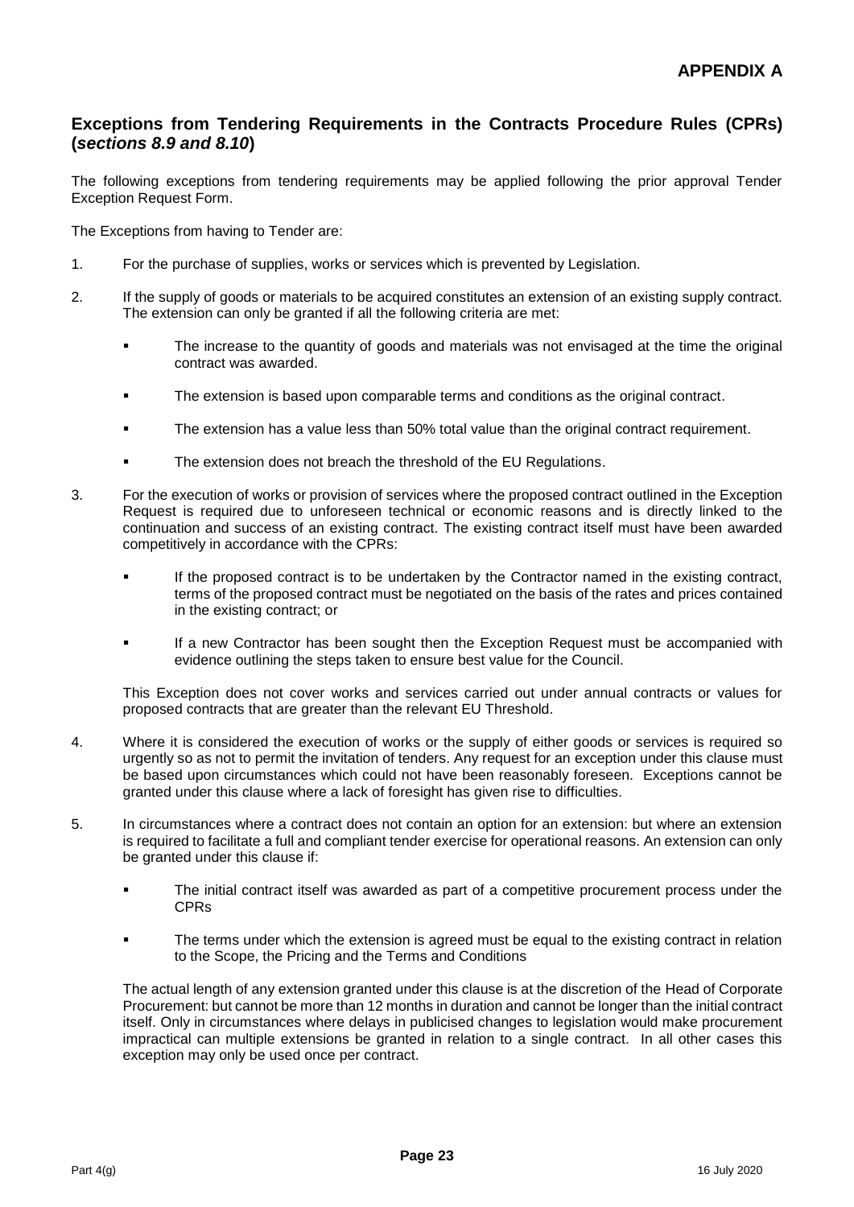## APPENDIX A

### Exceptions from Tendering Requirements in the Contracts Procedure Rules (CPRs) (*sections 8.9 and 8.10*)

The following exceptions from tendering requirements may be applied following the prior approval Tender Exception Request Form.

The Exceptions from having to Tender are:

1. For the purchase of supplies, works or services which is prevented by Legislation.

2. If the supply of goods or materials to be acquired constitutes an extension of an existing supply contract. The extension can only be granted if all the following criteria are met:

   - The increase to the quantity of goods and materials was not envisaged at the time the original contract was awarded.
   - The extension is based upon comparable terms and conditions as the original contract.
   - The extension has a value less than 50% total value than the original contract requirement.
   - The extension does not breach the threshold of the EU Regulations.

3. For the execution of works or provision of services where the proposed contract outlined in the Exception Request is required due to unforeseen technical or economic reasons and is directly linked to the continuation and success of an existing contract. The existing contract itself must have been awarded competitively in accordance with the CPRs:

   - If the proposed contract is to be undertaken by the Contractor named in the existing contract, terms of the proposed contract must be negotiated on the basis of the rates and prices contained in the existing contract; or
   - If a new Contractor has been sought then the Exception Request must be accompanied with evidence outlining the steps taken to ensure best value for the Council.

   This Exception does not cover works and services carried out under annual contracts or values for proposed contracts that are greater than the relevant EU Threshold.

4. Where it is considered the execution of works or the supply of either goods or services is required so urgently so as not to permit the invitation of tenders. Any request for an exception under this clause must be based upon circumstances which could not have been reasonably foreseen. Exceptions cannot be granted under this clause where a lack of foresight has given rise to difficulties.

5. In circumstances where a contract does not contain an option for an extension: but where an extension is required to facilitate a full and compliant tender exercise for operational reasons. An extension can only be granted under this clause if:

   - The initial contract itself was awarded as part of a competitive procurement process under the CPRs
   - The terms under which the extension is agreed must be equal to the existing contract in relation to the Scope, the Pricing and the Terms and Conditions

   The actual length of any extension granted under this clause is at the discretion of the Head of Corporate Procurement: but cannot be more than 12 months in duration and cannot be longer than the initial contract itself. Only in circumstances where delays in publicised changes to legislation would make procurement impractical can multiple extensions be granted in relation to a single contract. In all other cases this exception may only be used once per contract.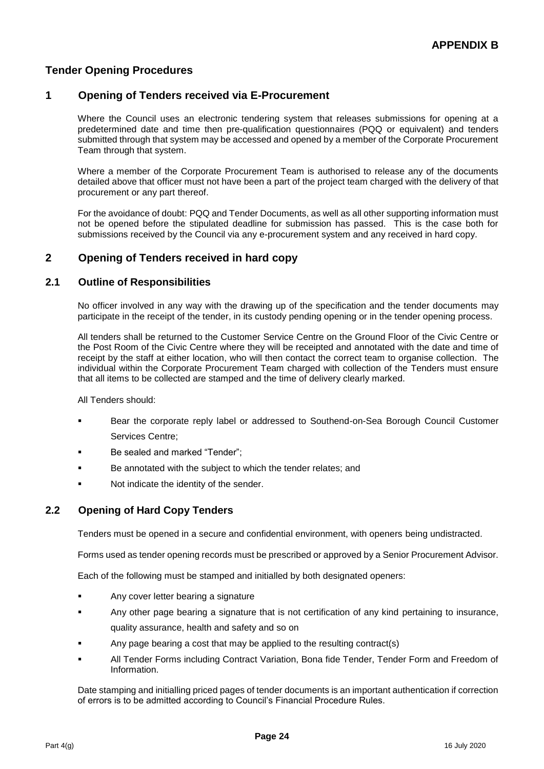**APPENDIX B**

## Tender Opening Procedures

## 1 Opening of Tenders received via E-Procurement

Where the Council uses an electronic tendering system that releases submissions for opening at a predetermined date and time then pre-qualification questionnaires (PQQ or equivalent) and tenders submitted through that system may be accessed and opened by a member of the Corporate Procurement Team through that system.

Where a member of the Corporate Procurement Team is authorised to release any of the documents detailed above that officer must not have been a part of the project team charged with the delivery of that procurement or any part thereof.

For the avoidance of doubt: PQQ and Tender Documents, as well as all other supporting information must not be opened before the stipulated deadline for submission has passed. This is the case both for submissions received by the Council via any e-procurement system and any received in hard copy.

## 2 Opening of Tenders received in hard copy

### 2.1 Outline of Responsibilities

No officer involved in any way with the drawing up of the specification and the tender documents may participate in the receipt of the tender, in its custody pending opening or in the tender opening process.

All tenders shall be returned to the Customer Service Centre on the Ground Floor of the Civic Centre or the Post Room of the Civic Centre where they will be receipted and annotated with the date and time of receipt by the staff at either location, who will then contact the correct team to organise collection. The individual within the Corporate Procurement Team charged with collection of the Tenders must ensure that all items to be collected are stamped and the time of delivery clearly marked.

All Tenders should:

- Bear the corporate reply label or addressed to Southend-on-Sea Borough Council Customer Services Centre;
- Be sealed and marked "Tender";
- Be annotated with the subject to which the tender relates; and
- Not indicate the identity of the sender.

### 2.2 Opening of Hard Copy Tenders

Tenders must be opened in a secure and confidential environment, with openers being undistracted.

Forms used as tender opening records must be prescribed or approved by a Senior Procurement Advisor.

Each of the following must be stamped and initialled by both designated openers:

- Any cover letter bearing a signature
- Any other page bearing a signature that is not certification of any kind pertaining to insurance, quality assurance, health and safety and so on
- Any page bearing a cost that may be applied to the resulting contract(s)
- All Tender Forms including Contract Variation, Bona fide Tender, Tender Form and Freedom of Information.

Date stamping and initialling priced pages of tender documents is an important authentication if correction of errors is to be admitted according to Council's Financial Procedure Rules.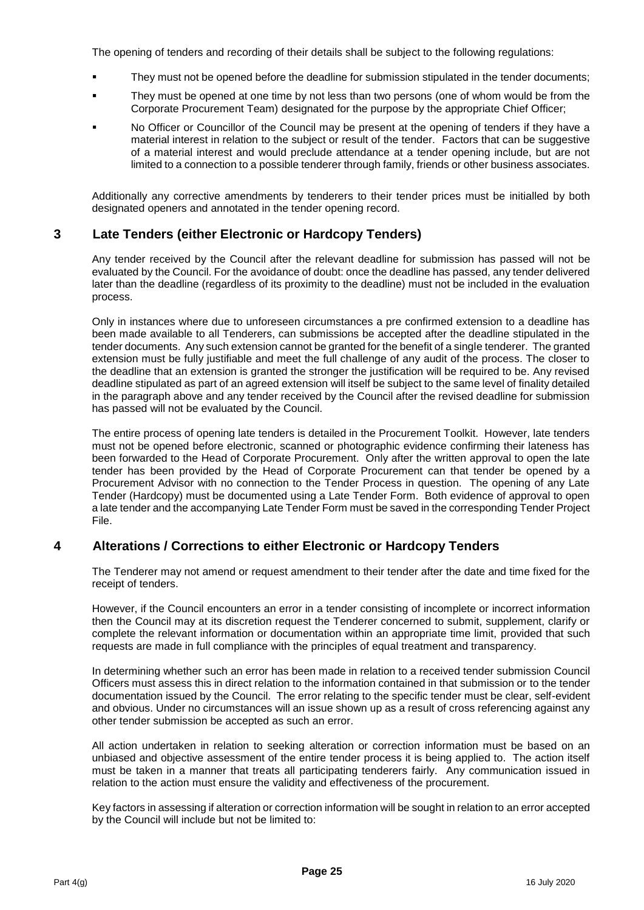The opening of tenders and recording of their details shall be subject to the following regulations:

- They must not be opened before the deadline for submission stipulated in the tender documents;
- They must be opened at one time by not less than two persons (one of whom would be from the Corporate Procurement Team) designated for the purpose by the appropriate Chief Officer;
- No Officer or Councillor of the Council may be present at the opening of tenders if they have a material interest in relation to the subject or result of the tender. Factors that can be suggestive of a material interest and would preclude attendance at a tender opening include, but are not limited to a connection to a possible tenderer through family, friends or other business associates.

Additionally any corrective amendments by tenderers to their tender prices must be initialled by both designated openers and annotated in the tender opening record.

## 3 Late Tenders (either Electronic or Hardcopy Tenders)

Any tender received by the Council after the relevant deadline for submission has passed will not be evaluated by the Council. For the avoidance of doubt: once the deadline has passed, any tender delivered later than the deadline (regardless of its proximity to the deadline) must not be included in the evaluation process.

Only in instances where due to unforeseen circumstances a pre confirmed extension to a deadline has been made available to all Tenderers, can submissions be accepted after the deadline stipulated in the tender documents. Any such extension cannot be granted for the benefit of a single tenderer. The granted extension must be fully justifiable and meet the full challenge of any audit of the process. The closer to the deadline that an extension is granted the stronger the justification will be required to be. Any revised deadline stipulated as part of an agreed extension will itself be subject to the same level of finality detailed in the paragraph above and any tender received by the Council after the revised deadline for submission has passed will not be evaluated by the Council.

The entire process of opening late tenders is detailed in the Procurement Toolkit. However, late tenders must not be opened before electronic, scanned or photographic evidence confirming their lateness has been forwarded to the Head of Corporate Procurement. Only after the written approval to open the late tender has been provided by the Head of Corporate Procurement can that tender be opened by a Procurement Advisor with no connection to the Tender Process in question. The opening of any Late Tender (Hardcopy) must be documented using a Late Tender Form. Both evidence of approval to open a late tender and the accompanying Late Tender Form must be saved in the corresponding Tender Project File.

## 4 Alterations / Corrections to either Electronic or Hardcopy Tenders

The Tenderer may not amend or request amendment to their tender after the date and time fixed for the receipt of tenders.

However, if the Council encounters an error in a tender consisting of incomplete or incorrect information then the Council may at its discretion request the Tenderer concerned to submit, supplement, clarify or complete the relevant information or documentation within an appropriate time limit, provided that such requests are made in full compliance with the principles of equal treatment and transparency.

In determining whether such an error has been made in relation to a received tender submission Council Officers must assess this in direct relation to the information contained in that submission or to the tender documentation issued by the Council. The error relating to the specific tender must be clear, self-evident and obvious. Under no circumstances will an issue shown up as a result of cross referencing against any other tender submission be accepted as such an error.

All action undertaken in relation to seeking alteration or correction information must be based on an unbiased and objective assessment of the entire tender process it is being applied to. The action itself must be taken in a manner that treats all participating tenderers fairly. Any communication issued in relation to the action must ensure the validity and effectiveness of the procurement.

Key factors in assessing if alteration or correction information will be sought in relation to an error accepted by the Council will include but not be limited to: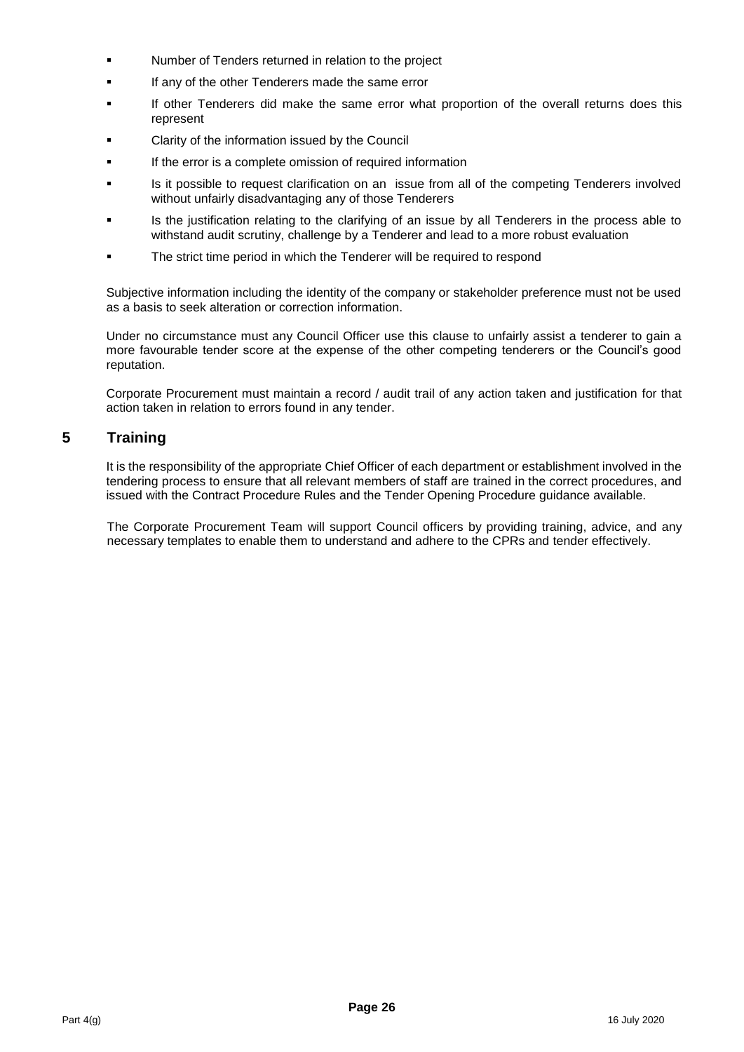- Number of Tenders returned in relation to the project
- If any of the other Tenderers made the same error
- If other Tenderers did make the same error what proportion of the overall returns does this represent
- Clarity of the information issued by the Council
- If the error is a complete omission of required information
- Is it possible to request clarification on an issue from all of the competing Tenderers involved without unfairly disadvantaging any of those Tenderers
- Is the justification relating to the clarifying of an issue by all Tenderers in the process able to withstand audit scrutiny, challenge by a Tenderer and lead to a more robust evaluation
- The strict time period in which the Tenderer will be required to respond

Subjective information including the identity of the company or stakeholder preference must not be used as a basis to seek alteration or correction information.

Under no circumstance must any Council Officer use this clause to unfairly assist a tenderer to gain a more favourable tender score at the expense of the other competing tenderers or the Council's good reputation.

Corporate Procurement must maintain a record / audit trail of any action taken and justification for that action taken in relation to errors found in any tender.

## 5 Training

It is the responsibility of the appropriate Chief Officer of each department or establishment involved in the tendering process to ensure that all relevant members of staff are trained in the correct procedures, and issued with the Contract Procedure Rules and the Tender Opening Procedure guidance available.

The Corporate Procurement Team will support Council officers by providing training, advice, and any necessary templates to enable them to understand and adhere to the CPRs and tender effectively.